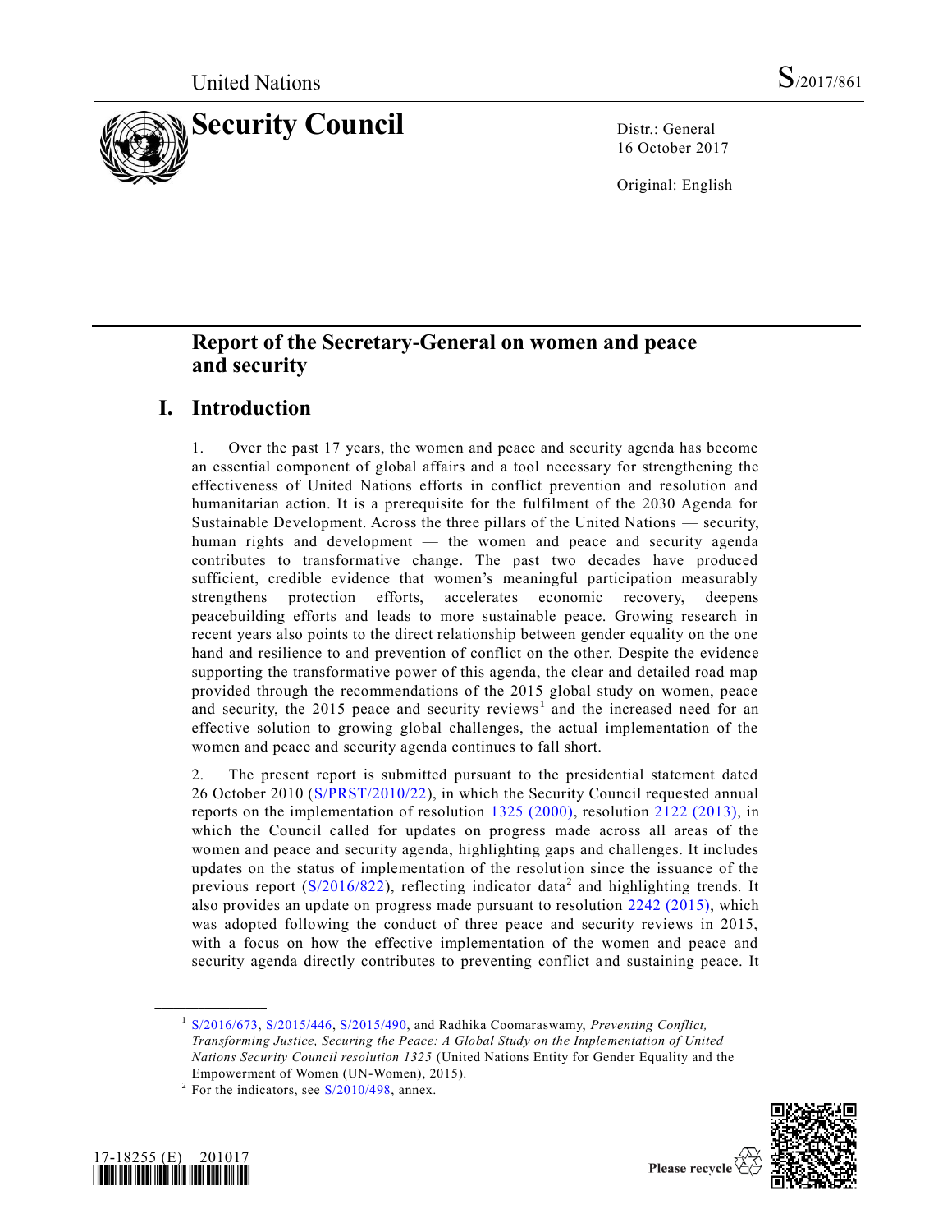United Nations S/2017/861

# Security Council

Distr.: General
16 October 2017

Original: English

## Report of the Secretary-General on women and peace and security

## I. Introduction

1. Over the past 17 years, the women and peace and security agenda has become an essential component of global affairs and a tool necessary for strengthening the effectiveness of United Nations efforts in conflict prevention and resolution and humanitarian action. It is a prerequisite for the fulfilment of the 2030 Agenda for Sustainable Development. Across the three pillars of the United Nations — security, human rights and development — the women and peace and security agenda contributes to transformative change. The past two decades have produced sufficient, credible evidence that women's meaningful participation measurably strengthens protection efforts, accelerates economic recovery, deepens peacebuilding efforts and leads to more sustainable peace. Growing research in recent years also points to the direct relationship between gender equality on the one hand and resilience to and prevention of conflict on the other. Despite the evidence supporting the transformative power of this agenda, the clear and detailed road map provided through the recommendations of the 2015 global study on women, peace and security, the 2015 peace and security reviews[1] and the increased need for an effective solution to growing global challenges, the actual implementation of the women and peace and security agenda continues to fall short.

2. The present report is submitted pursuant to the presidential statement dated 26 October 2010 (S/PRST/2010/22), in which the Security Council requested annual reports on the implementation of resolution 1325 (2000), resolution 2122 (2013), in which the Council called for updates on progress made across all areas of the women and peace and security agenda, highlighting gaps and challenges. It includes updates on the status of implementation of the resolution since the issuance of the previous report (S/2016/822), reflecting indicator data[2] and highlighting trends. It also provides an update on progress made pursuant to resolution 2242 (2015), which was adopted following the conduct of three peace and security reviews in 2015, with a focus on how the effective implementation of the women and peace and security agenda directly contributes to preventing conflict and sustaining peace. It

---

[1] S/2016/673, S/2015/446, S/2015/490, and Radhika Coomaraswamy, *Preventing Conflict, Transforming Justice, Securing the Peace: A Global Study on the Implementation of United Nations Security Council resolution 1325* (United Nations Entity for Gender Equality and the Empowerment of Women (UN-Women), 2015).

[2] For the indicators, see S/2010/498, annex.

17-18255 (E) 201017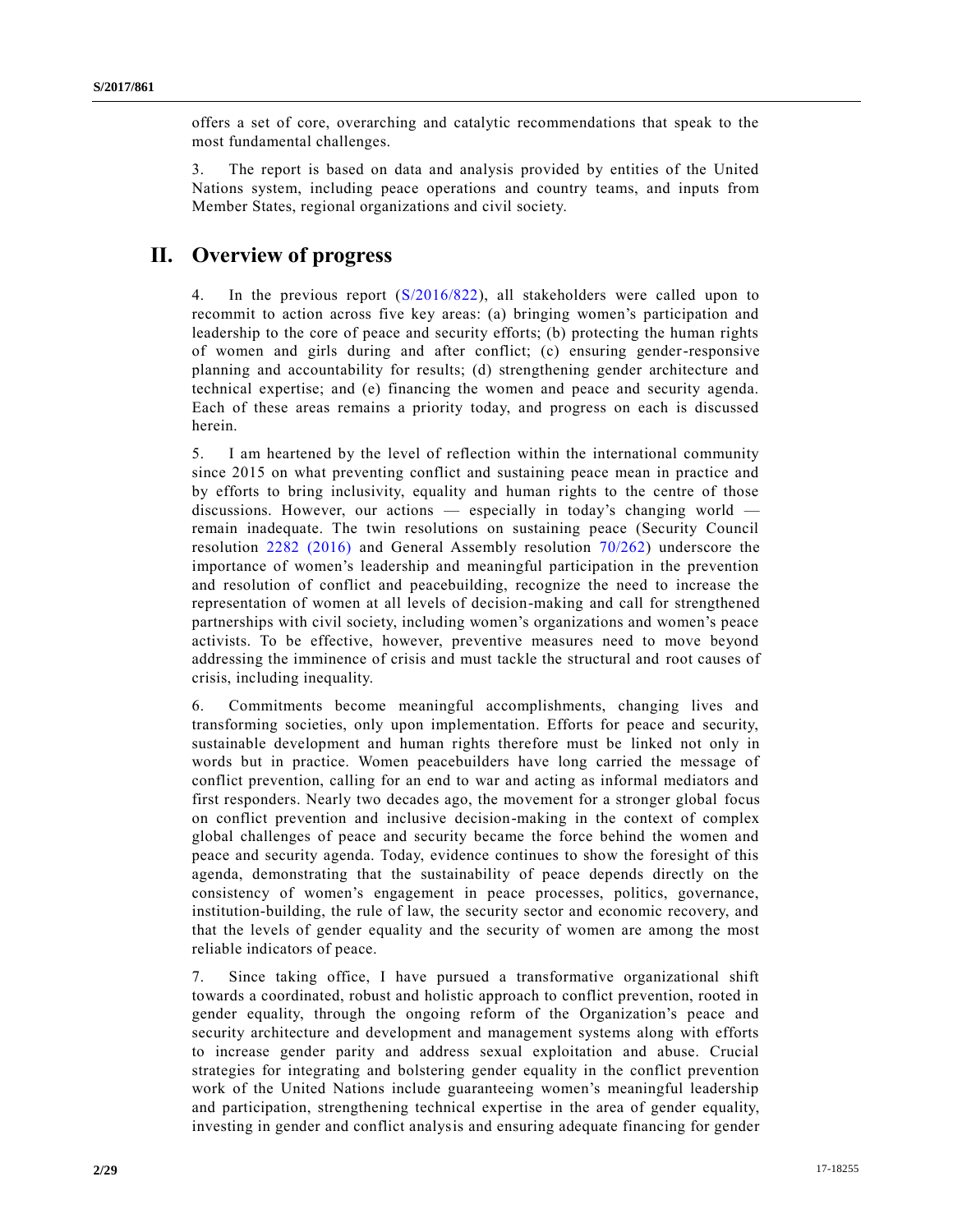offers a set of core, overarching and catalytic recommendations that speak to the most fundamental challenges.

3. The report is based on data and analysis provided by entities of the United Nations system, including peace operations and country teams, and inputs from Member States, regional organizations and civil society.

## II. Overview of progress

4. In the previous report (S/2016/822), all stakeholders were called upon to recommit to action across five key areas: (a) bringing women's participation and leadership to the core of peace and security efforts; (b) protecting the human rights of women and girls during and after conflict; (c) ensuring gender-responsive planning and accountability for results; (d) strengthening gender architecture and technical expertise; and (e) financing the women and peace and security agenda. Each of these areas remains a priority today, and progress on each is discussed herein.

5. I am heartened by the level of reflection within the international community since 2015 on what preventing conflict and sustaining peace mean in practice and by efforts to bring inclusivity, equality and human rights to the centre of those discussions. However, our actions — especially in today's changing world — remain inadequate. The twin resolutions on sustaining peace (Security Council resolution 2282 (2016) and General Assembly resolution 70/262) underscore the importance of women's leadership and meaningful participation in the prevention and resolution of conflict and peacebuilding, recognize the need to increase the representation of women at all levels of decision-making and call for strengthened partnerships with civil society, including women's organizations and women's peace activists. To be effective, however, preventive measures need to move beyond addressing the imminence of crisis and must tackle the structural and root causes of crisis, including inequality.

6. Commitments become meaningful accomplishments, changing lives and transforming societies, only upon implementation. Efforts for peace and security, sustainable development and human rights therefore must be linked not only in words but in practice. Women peacebuilders have long carried the message of conflict prevention, calling for an end to war and acting as informal mediators and first responders. Nearly two decades ago, the movement for a stronger global focus on conflict prevention and inclusive decision-making in the context of complex global challenges of peace and security became the force behind the women and peace and security agenda. Today, evidence continues to show the foresight of this agenda, demonstrating that the sustainability of peace depends directly on the consistency of women's engagement in peace processes, politics, governance, institution-building, the rule of law, the security sector and economic recovery, and that the levels of gender equality and the security of women are among the most reliable indicators of peace.

7. Since taking office, I have pursued a transformative organizational shift towards a coordinated, robust and holistic approach to conflict prevention, rooted in gender equality, through the ongoing reform of the Organization's peace and security architecture and development and management systems along with efforts to increase gender parity and address sexual exploitation and abuse. Crucial strategies for integrating and bolstering gender equality in the conflict prevention work of the United Nations include guaranteeing women's meaningful leadership and participation, strengthening technical expertise in the area of gender equality, investing in gender and conflict analysis and ensuring adequate financing for gender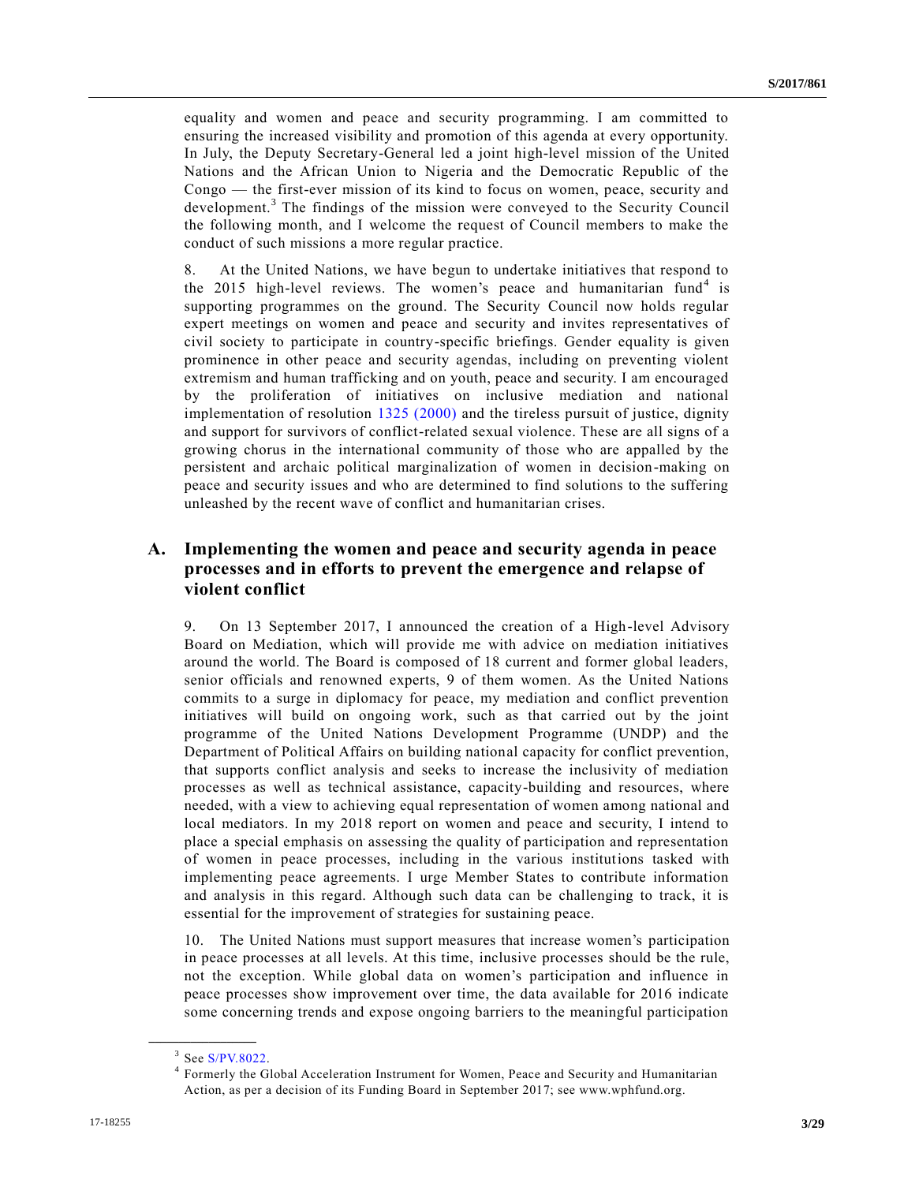equality and women and peace and security programming. I am committed to ensuring the increased visibility and promotion of this agenda at every opportunity. In July, the Deputy Secretary-General led a joint high-level mission of the United Nations and the African Union to Nigeria and the Democratic Republic of the Congo — the first-ever mission of its kind to focus on women, peace, security and development.[3] The findings of the mission were conveyed to the Security Council the following month, and I welcome the request of Council members to make the conduct of such missions a more regular practice.

8. At the United Nations, we have begun to undertake initiatives that respond to the 2015 high-level reviews. The women's peace and humanitarian fund[4] is supporting programmes on the ground. The Security Council now holds regular expert meetings on women and peace and security and invites representatives of civil society to participate in country-specific briefings. Gender equality is given prominence in other peace and security agendas, including on preventing violent extremism and human trafficking and on youth, peace and security. I am encouraged by the proliferation of initiatives on inclusive mediation and national implementation of resolution 1325 (2000) and the tireless pursuit of justice, dignity and support for survivors of conflict-related sexual violence. These are all signs of a growing chorus in the international community of those who are appalled by the persistent and archaic political marginalization of women in decision-making on peace and security issues and who are determined to find solutions to the suffering unleashed by the recent wave of conflict and humanitarian crises.

## A. Implementing the women and peace and security agenda in peace processes and in efforts to prevent the emergence and relapse of violent conflict

9. On 13 September 2017, I announced the creation of a High-level Advisory Board on Mediation, which will provide me with advice on mediation initiatives around the world. The Board is composed of 18 current and former global leaders, senior officials and renowned experts, 9 of them women. As the United Nations commits to a surge in diplomacy for peace, my mediation and conflict prevention initiatives will build on ongoing work, such as that carried out by the joint programme of the United Nations Development Programme (UNDP) and the Department of Political Affairs on building national capacity for conflict prevention, that supports conflict analysis and seeks to increase the inclusivity of mediation processes as well as technical assistance, capacity-building and resources, where needed, with a view to achieving equal representation of women among national and local mediators. In my 2018 report on women and peace and security, I intend to place a special emphasis on assessing the quality of participation and representation of women in peace processes, including in the various institutions tasked with implementing peace agreements. I urge Member States to contribute information and analysis in this regard. Although such data can be challenging to track, it is essential for the improvement of strategies for sustaining peace.

10. The United Nations must support measures that increase women's participation in peace processes at all levels. At this time, inclusive processes should be the rule, not the exception. While global data on women's participation and influence in peace processes show improvement over time, the data available for 2016 indicate some concerning trends and expose ongoing barriers to the meaningful participation

---

[3] See S/PV.8022.

[4] Formerly the Global Acceleration Instrument for Women, Peace and Security and Humanitarian Action, as per a decision of its Funding Board in September 2017; see www.wphfund.org.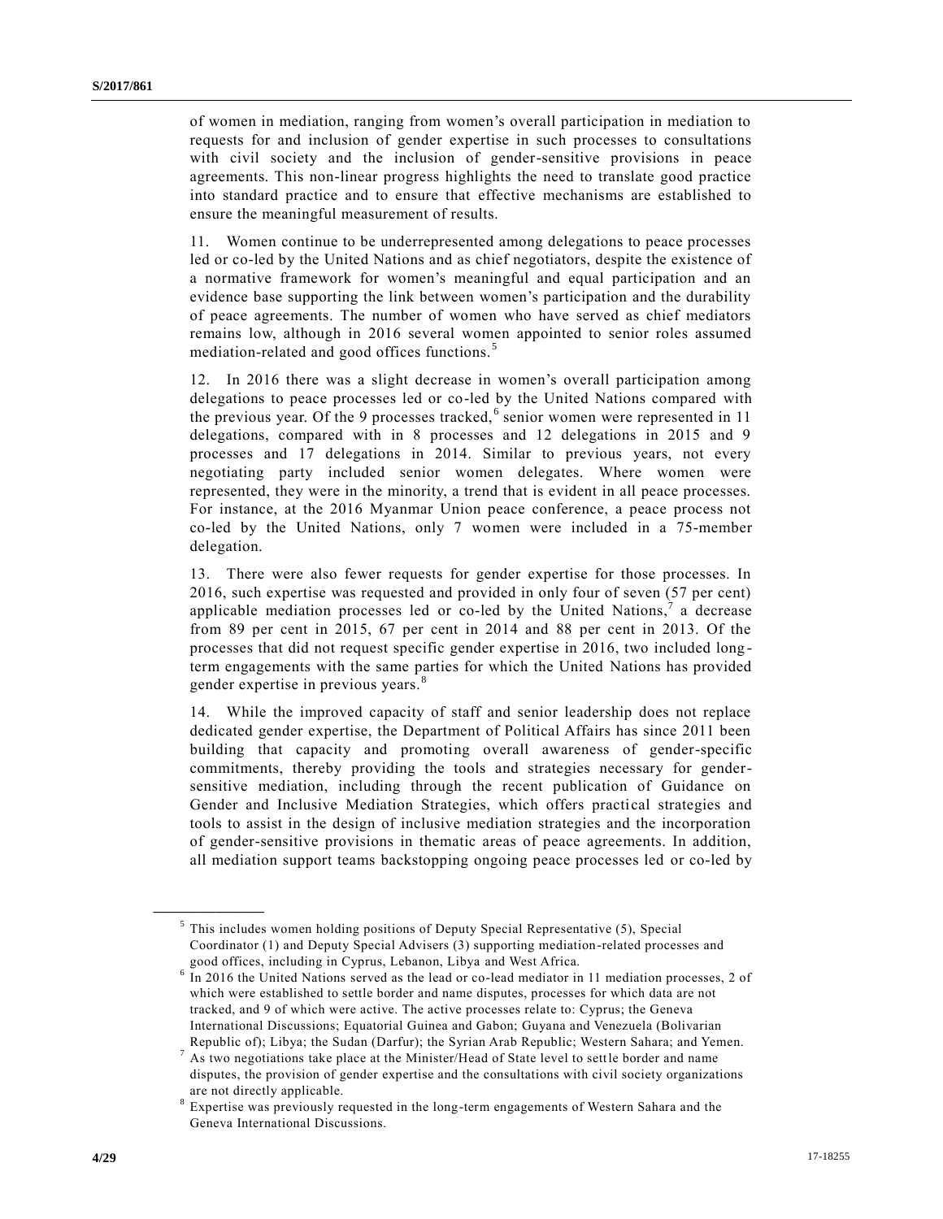of women in mediation, ranging from women's overall participation in mediation to requests for and inclusion of gender expertise in such processes to consultations with civil society and the inclusion of gender-sensitive provisions in peace agreements. This non-linear progress highlights the need to translate good practice into standard practice and to ensure that effective mechanisms are established to ensure the meaningful measurement of results.

11. Women continue to be underrepresented among delegations to peace processes led or co-led by the United Nations and as chief negotiators, despite the existence of a normative framework for women's meaningful and equal participation and an evidence base supporting the link between women's participation and the durability of peace agreements. The number of women who have served as chief mediators remains low, although in 2016 several women appointed to senior roles assumed mediation-related and good offices functions.[5]

12. In 2016 there was a slight decrease in women's overall participation among delegations to peace processes led or co-led by the United Nations compared with the previous year. Of the 9 processes tracked,[6] senior women were represented in 11 delegations, compared with in 8 processes and 12 delegations in 2015 and 9 processes and 17 delegations in 2014. Similar to previous years, not every negotiating party included senior women delegates. Where women were represented, they were in the minority, a trend that is evident in all peace processes. For instance, at the 2016 Myanmar Union peace conference, a peace process not co-led by the United Nations, only 7 women were included in a 75-member delegation.

13. There were also fewer requests for gender expertise for those processes. In 2016, such expertise was requested and provided in only four of seven (57 per cent) applicable mediation processes led or co-led by the United Nations,[7] a decrease from 89 per cent in 2015, 67 per cent in 2014 and 88 per cent in 2013. Of the processes that did not request specific gender expertise in 2016, two included long-term engagements with the same parties for which the United Nations has provided gender expertise in previous years.[8]

14. While the improved capacity of staff and senior leadership does not replace dedicated gender expertise, the Department of Political Affairs has since 2011 been building that capacity and promoting overall awareness of gender-specific commitments, thereby providing the tools and strategies necessary for gender-sensitive mediation, including through the recent publication of Guidance on Gender and Inclusive Mediation Strategies, which offers practical strategies and tools to assist in the design of inclusive mediation strategies and the incorporation of gender-sensitive provisions in thematic areas of peace agreements. In addition, all mediation support teams backstopping ongoing peace processes led or co-led by

---

[5] This includes women holding positions of Deputy Special Representative (5), Special Coordinator (1) and Deputy Special Advisers (3) supporting mediation-related processes and good offices, including in Cyprus, Lebanon, Libya and West Africa.

[6] In 2016 the United Nations served as the lead or co-lead mediator in 11 mediation processes, 2 of which were established to settle border and name disputes, processes for which data are not tracked, and 9 of which were active. The active processes relate to: Cyprus; the Geneva International Discussions; Equatorial Guinea and Gabon; Guyana and Venezuela (Bolivarian Republic of); Libya; the Sudan (Darfur); the Syrian Arab Republic; Western Sahara; and Yemen.

[7] As two negotiations take place at the Minister/Head of State level to settle border and name disputes, the provision of gender expertise and the consultations with civil society organizations are not directly applicable.

[8] Expertise was previously requested in the long-term engagements of Western Sahara and the Geneva International Discussions.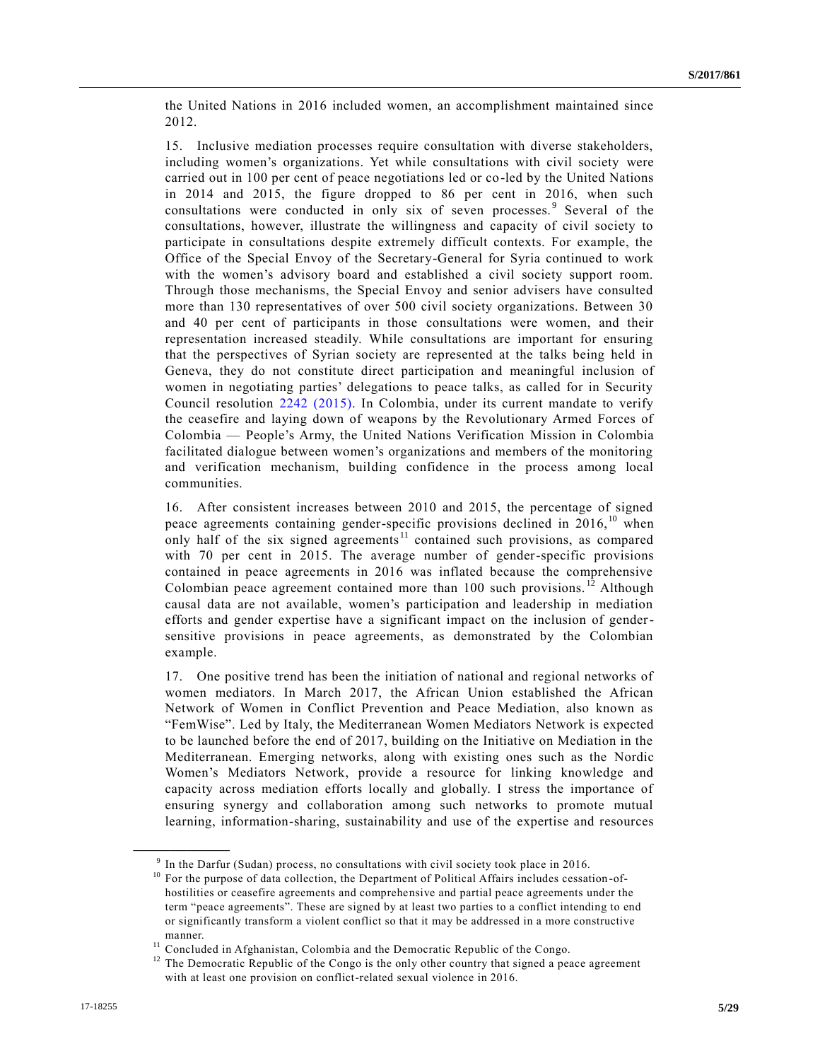the United Nations in 2016 included women, an accomplishment maintained since 2012.

15. Inclusive mediation processes require consultation with diverse stakeholders, including women's organizations. Yet while consultations with civil society were carried out in 100 per cent of peace negotiations led or co-led by the United Nations in 2014 and 2015, the figure dropped to 86 per cent in 2016, when such consultations were conducted in only six of seven processes.[9] Several of the consultations, however, illustrate the willingness and capacity of civil society to participate in consultations despite extremely difficult contexts. For example, the Office of the Special Envoy of the Secretary-General for Syria continued to work with the women's advisory board and established a civil society support room. Through those mechanisms, the Special Envoy and senior advisers have consulted more than 130 representatives of over 500 civil society organizations. Between 30 and 40 per cent of participants in those consultations were women, and their representation increased steadily. While consultations are important for ensuring that the perspectives of Syrian society are represented at the talks being held in Geneva, they do not constitute direct participation and meaningful inclusion of women in negotiating parties' delegations to peace talks, as called for in Security Council resolution 2242 (2015). In Colombia, under its current mandate to verify the ceasefire and laying down of weapons by the Revolutionary Armed Forces of Colombia — People's Army, the United Nations Verification Mission in Colombia facilitated dialogue between women's organizations and members of the monitoring and verification mechanism, building confidence in the process among local communities.

16. After consistent increases between 2010 and 2015, the percentage of signed peace agreements containing gender-specific provisions declined in 2016,[10] when only half of the six signed agreements[11] contained such provisions, as compared with 70 per cent in 2015. The average number of gender-specific provisions contained in peace agreements in 2016 was inflated because the comprehensive Colombian peace agreement contained more than 100 such provisions.[12] Although causal data are not available, women's participation and leadership in mediation efforts and gender expertise have a significant impact on the inclusion of gender-sensitive provisions in peace agreements, as demonstrated by the Colombian example.

17. One positive trend has been the initiation of national and regional networks of women mediators. In March 2017, the African Union established the African Network of Women in Conflict Prevention and Peace Mediation, also known as "FemWise". Led by Italy, the Mediterranean Women Mediators Network is expected to be launched before the end of 2017, building on the Initiative on Mediation in the Mediterranean. Emerging networks, along with existing ones such as the Nordic Women's Mediators Network, provide a resource for linking knowledge and capacity across mediation efforts locally and globally. I stress the importance of ensuring synergy and collaboration among such networks to promote mutual learning, information-sharing, sustainability and use of the expertise and resources

---

[9] In the Darfur (Sudan) process, no consultations with civil society took place in 2016.

[10] For the purpose of data collection, the Department of Political Affairs includes cessation-of-hostilities or ceasefire agreements and comprehensive and partial peace agreements under the term "peace agreements". These are signed by at least two parties to a conflict intending to end or significantly transform a violent conflict so that it may be addressed in a more constructive manner.

[11] Concluded in Afghanistan, Colombia and the Democratic Republic of the Congo.

[12] The Democratic Republic of the Congo is the only other country that signed a peace agreement with at least one provision on conflict-related sexual violence in 2016.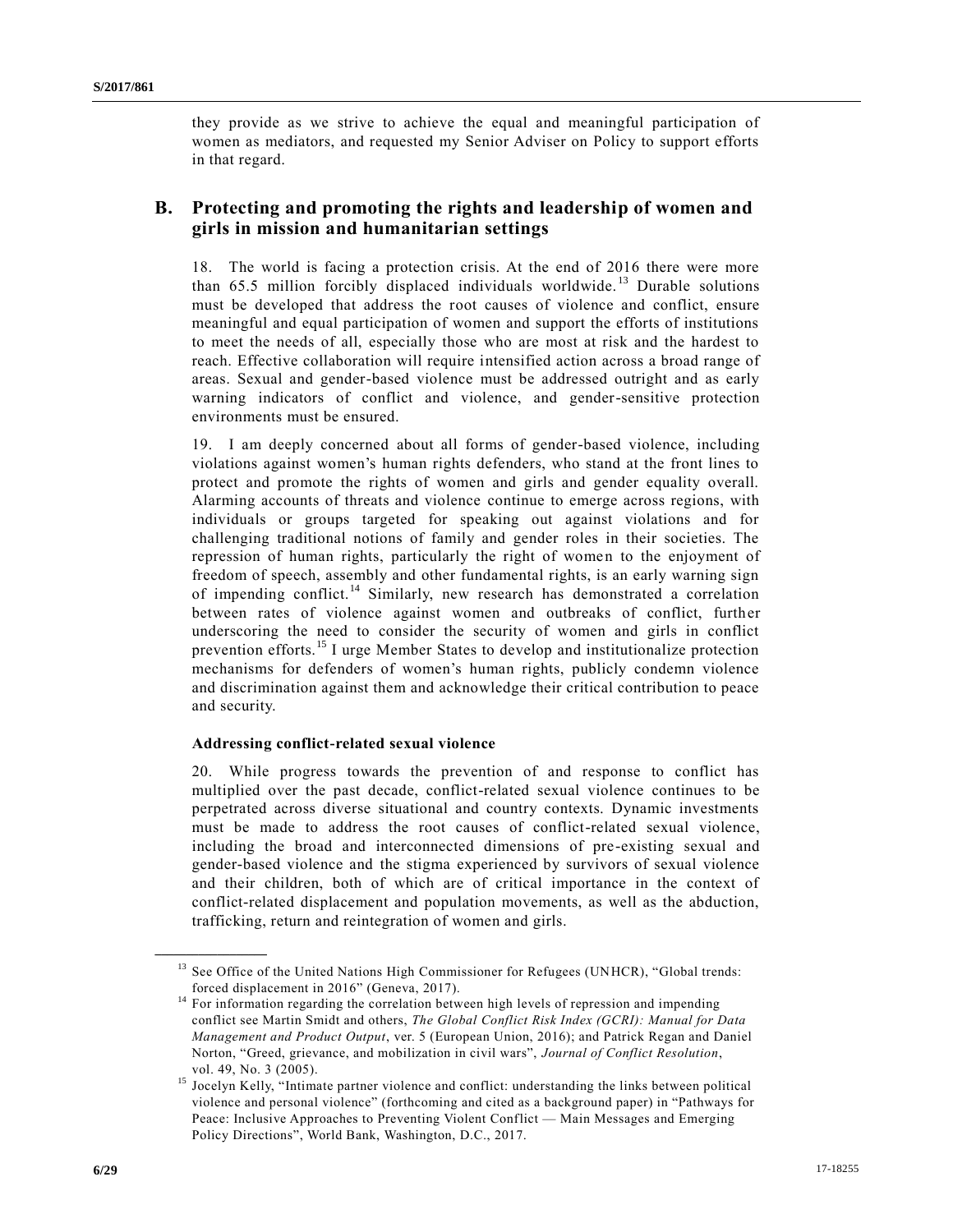they provide as we strive to achieve the equal and meaningful participation of women as mediators, and requested my Senior Adviser on Policy to support efforts in that regard.

## B. Protecting and promoting the rights and leadership of women and girls in mission and humanitarian settings

18. The world is facing a protection crisis. At the end of 2016 there were more than 65.5 million forcibly displaced individuals worldwide.[13] Durable solutions must be developed that address the root causes of violence and conflict, ensure meaningful and equal participation of women and support the efforts of institutions to meet the needs of all, especially those who are most at risk and the hardest to reach. Effective collaboration will require intensified action across a broad range of areas. Sexual and gender-based violence must be addressed outright and as early warning indicators of conflict and violence, and gender-sensitive protection environments must be ensured.

19. I am deeply concerned about all forms of gender-based violence, including violations against women's human rights defenders, who stand at the front lines to protect and promote the rights of women and girls and gender equality overall. Alarming accounts of threats and violence continue to emerge across regions, with individuals or groups targeted for speaking out against violations and for challenging traditional notions of family and gender roles in their societies. The repression of human rights, particularly the right of women to the enjoyment of freedom of speech, assembly and other fundamental rights, is an early warning sign of impending conflict.[14] Similarly, new research has demonstrated a correlation between rates of violence against women and outbreaks of conflict, further underscoring the need to consider the security of women and girls in conflict prevention efforts.[15] I urge Member States to develop and institutionalize protection mechanisms for defenders of women's human rights, publicly condemn violence and discrimination against them and acknowledge their critical contribution to peace and security.

### Addressing conflict-related sexual violence

20. While progress towards the prevention of and response to conflict has multiplied over the past decade, conflict-related sexual violence continues to be perpetrated across diverse situational and country contexts. Dynamic investments must be made to address the root causes of conflict-related sexual violence, including the broad and interconnected dimensions of pre-existing sexual and gender-based violence and the stigma experienced by survivors of sexual violence and their children, both of which are of critical importance in the context of conflict-related displacement and population movements, as well as the abduction, trafficking, return and reintegration of women and girls.

---

[13] See Office of the United Nations High Commissioner for Refugees (UNHCR), "Global trends: forced displacement in 2016" (Geneva, 2017).

[14] For information regarding the correlation between high levels of repression and impending conflict see Martin Smidt and others, *The Global Conflict Risk Index (GCRI): Manual for Data Management and Product Output*, ver. 5 (European Union, 2016); and Patrick Regan and Daniel Norton, "Greed, grievance, and mobilization in civil wars", *Journal of Conflict Resolution*, vol. 49, No. 3 (2005).

[15] Jocelyn Kelly, "Intimate partner violence and conflict: understanding the links between political violence and personal violence" (forthcoming and cited as a background paper) in "Pathways for Peace: Inclusive Approaches to Preventing Violent Conflict — Main Messages and Emerging Policy Directions", World Bank, Washington, D.C., 2017.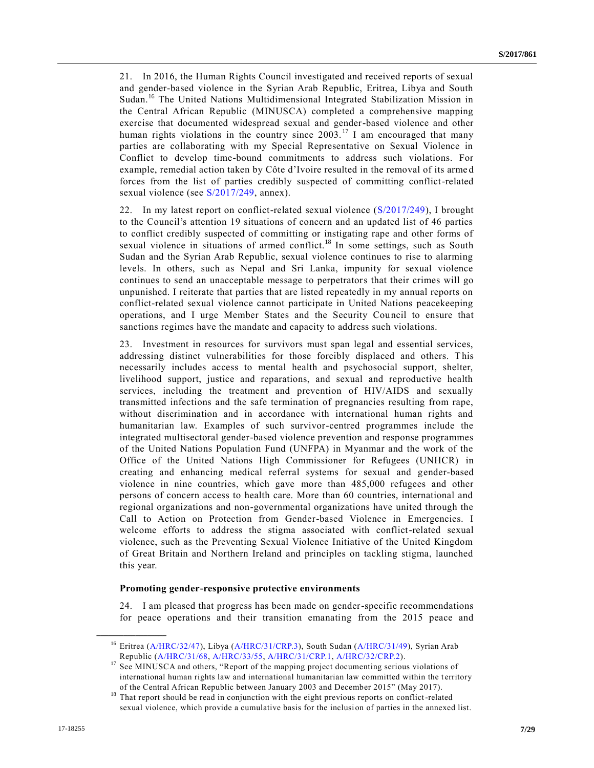21. In 2016, the Human Rights Council investigated and received reports of sexual and gender-based violence in the Syrian Arab Republic, Eritrea, Libya and South Sudan.[16] The United Nations Multidimensional Integrated Stabilization Mission in the Central African Republic (MINUSCA) completed a comprehensive mapping exercise that documented widespread sexual and gender-based violence and other human rights violations in the country since 2003.[17] I am encouraged that many parties are collaborating with my Special Representative on Sexual Violence in Conflict to develop time-bound commitments to address such violations. For example, remedial action taken by Côte d'Ivoire resulted in the removal of its armed forces from the list of parties credibly suspected of committing conflict-related sexual violence (see S/2017/249, annex).

22. In my latest report on conflict-related sexual violence (S/2017/249), I brought to the Council's attention 19 situations of concern and an updated list of 46 parties to conflict credibly suspected of committing or instigating rape and other forms of sexual violence in situations of armed conflict.[18] In some settings, such as South Sudan and the Syrian Arab Republic, sexual violence continues to rise to alarming levels. In others, such as Nepal and Sri Lanka, impunity for sexual violence continues to send an unacceptable message to perpetrators that their crimes will go unpunished. I reiterate that parties that are listed repeatedly in my annual reports on conflict-related sexual violence cannot participate in United Nations peacekeeping operations, and I urge Member States and the Security Council to ensure that sanctions regimes have the mandate and capacity to address such violations.

23. Investment in resources for survivors must span legal and essential services, addressing distinct vulnerabilities for those forcibly displaced and others. This necessarily includes access to mental health and psychosocial support, shelter, livelihood support, justice and reparations, and sexual and reproductive health services, including the treatment and prevention of HIV/AIDS and sexually transmitted infections and the safe termination of pregnancies resulting from rape, without discrimination and in accordance with international human rights and humanitarian law. Examples of such survivor-centred programmes include the integrated multisectoral gender-based violence prevention and response programmes of the United Nations Population Fund (UNFPA) in Myanmar and the work of the Office of the United Nations High Commissioner for Refugees (UNHCR) in creating and enhancing medical referral systems for sexual and gender-based violence in nine countries, which gave more than 485,000 refugees and other persons of concern access to health care. More than 60 countries, international and regional organizations and non-governmental organizations have united through the Call to Action on Protection from Gender-based Violence in Emergencies. I welcome efforts to address the stigma associated with conflict-related sexual violence, such as the Preventing Sexual Violence Initiative of the United Kingdom of Great Britain and Northern Ireland and principles on tackling stigma, launched this year.

**Promoting gender-responsive protective environments**

24. I am pleased that progress has been made on gender-specific recommendations for peace operations and their transition emanating from the 2015 peace and

---

[16] Eritrea (A/HRC/32/47), Libya (A/HRC/31/CRP.3), South Sudan (A/HRC/31/49), Syrian Arab Republic (A/HRC/31/68, A/HRC/33/55, A/HRC/31/CRP.1, A/HRC/32/CRP.2).

[17] See MINUSCA and others, "Report of the mapping project documenting serious violations of international human rights law and international humanitarian law committed within the territory of the Central African Republic between January 2003 and December 2015" (May 2017).

[18] That report should be read in conjunction with the eight previous reports on conflict-related sexual violence, which provide a cumulative basis for the inclusion of parties in the annexed list.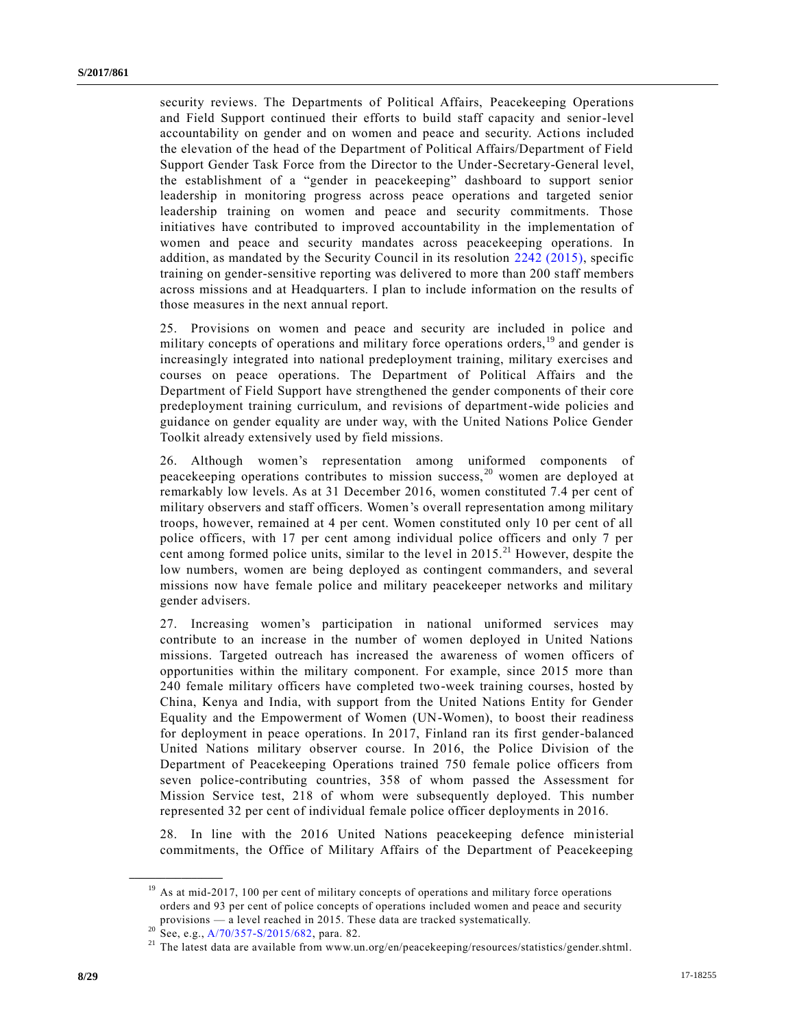security reviews. The Departments of Political Affairs, Peacekeeping Operations and Field Support continued their efforts to build staff capacity and senior-level accountability on gender and on women and peace and security. Actions included the elevation of the head of the Department of Political Affairs/Department of Field Support Gender Task Force from the Director to the Under-Secretary-General level, the establishment of a "gender in peacekeeping" dashboard to support senior leadership in monitoring progress across peace operations and targeted senior leadership training on women and peace and security commitments. Those initiatives have contributed to improved accountability in the implementation of women and peace and security mandates across peacekeeping operations. In addition, as mandated by the Security Council in its resolution 2242 (2015), specific training on gender-sensitive reporting was delivered to more than 200 staff members across missions and at Headquarters. I plan to include information on the results of those measures in the next annual report.

25. Provisions on women and peace and security are included in police and military concepts of operations and military force operations orders,[19] and gender is increasingly integrated into national predeployment training, military exercises and courses on peace operations. The Department of Political Affairs and the Department of Field Support have strengthened the gender components of their core predeployment training curriculum, and revisions of department-wide policies and guidance on gender equality are under way, with the United Nations Police Gender Toolkit already extensively used by field missions.

26. Although women's representation among uniformed components of peacekeeping operations contributes to mission success,[20] women are deployed at remarkably low levels. As at 31 December 2016, women constituted 7.4 per cent of military observers and staff officers. Women's overall representation among military troops, however, remained at 4 per cent. Women constituted only 10 per cent of all police officers, with 17 per cent among individual police officers and only 7 per cent among formed police units, similar to the level in 2015.[21] However, despite the low numbers, women are being deployed as contingent commanders, and several missions now have female police and military peacekeeper networks and military gender advisers.

27. Increasing women's participation in national uniformed services may contribute to an increase in the number of women deployed in United Nations missions. Targeted outreach has increased the awareness of women officers of opportunities within the military component. For example, since 2015 more than 240 female military officers have completed two-week training courses, hosted by China, Kenya and India, with support from the United Nations Entity for Gender Equality and the Empowerment of Women (UN-Women), to boost their readiness for deployment in peace operations. In 2017, Finland ran its first gender-balanced United Nations military observer course. In 2016, the Police Division of the Department of Peacekeeping Operations trained 750 female police officers from seven police-contributing countries, 358 of whom passed the Assessment for Mission Service test, 218 of whom were subsequently deployed. This number represented 32 per cent of individual female police officer deployments in 2016.

28. In line with the 2016 United Nations peacekeeping defence ministerial commitments, the Office of Military Affairs of the Department of Peacekeeping

---

[19] As at mid-2017, 100 per cent of military concepts of operations and military force operations orders and 93 per cent of police concepts of operations included women and peace and security provisions — a level reached in 2015. These data are tracked systematically.

[20] See, e.g., A/70/357-S/2015/682, para. 82.

[21] The latest data are available from www.un.org/en/peacekeeping/resources/statistics/gender.shtml.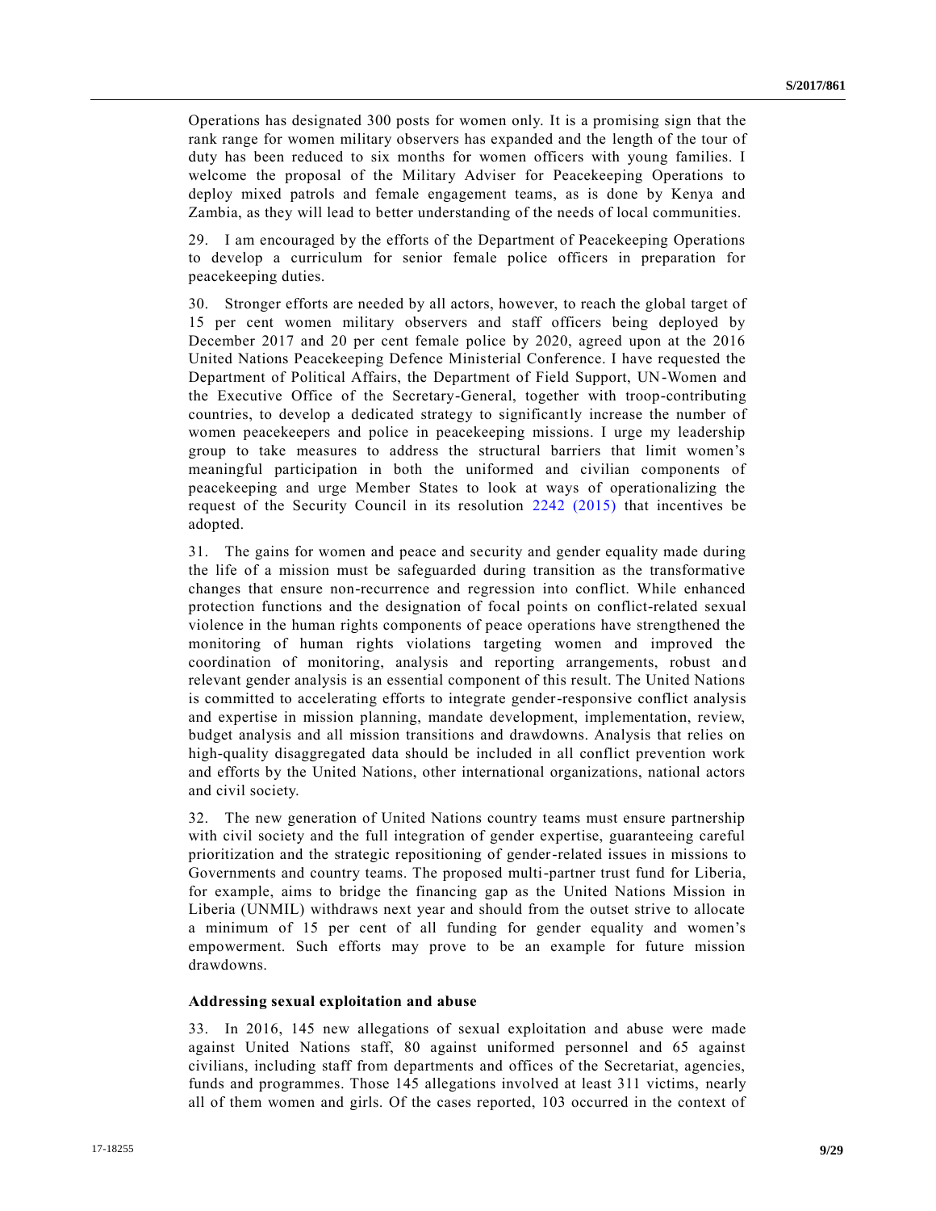Operations has designated 300 posts for women only. It is a promising sign that the rank range for women military observers has expanded and the length of the tour of duty has been reduced to six months for women officers with young families. I welcome the proposal of the Military Adviser for Peacekeeping Operations to deploy mixed patrols and female engagement teams, as is done by Kenya and Zambia, as they will lead to better understanding of the needs of local communities.

29. I am encouraged by the efforts of the Department of Peacekeeping Operations to develop a curriculum for senior female police officers in preparation for peacekeeping duties.

30. Stronger efforts are needed by all actors, however, to reach the global target of 15 per cent women military observers and staff officers being deployed by December 2017 and 20 per cent female police by 2020, agreed upon at the 2016 United Nations Peacekeeping Defence Ministerial Conference. I have requested the Department of Political Affairs, the Department of Field Support, UN-Women and the Executive Office of the Secretary-General, together with troop-contributing countries, to develop a dedicated strategy to significantly increase the number of women peacekeepers and police in peacekeeping missions. I urge my leadership group to take measures to address the structural barriers that limit women's meaningful participation in both the uniformed and civilian components of peacekeeping and urge Member States to look at ways of operationalizing the request of the Security Council in its resolution 2242 (2015) that incentives be adopted.

31. The gains for women and peace and security and gender equality made during the life of a mission must be safeguarded during transition as the transformative changes that ensure non-recurrence and regression into conflict. While enhanced protection functions and the designation of focal points on conflict-related sexual violence in the human rights components of peace operations have strengthened the monitoring of human rights violations targeting women and improved the coordination of monitoring, analysis and reporting arrangements, robust and relevant gender analysis is an essential component of this result. The United Nations is committed to accelerating efforts to integrate gender-responsive conflict analysis and expertise in mission planning, mandate development, implementation, review, budget analysis and all mission transitions and drawdowns. Analysis that relies on high-quality disaggregated data should be included in all conflict prevention work and efforts by the United Nations, other international organizations, national actors and civil society.

32. The new generation of United Nations country teams must ensure partnership with civil society and the full integration of gender expertise, guaranteeing careful prioritization and the strategic repositioning of gender-related issues in missions to Governments and country teams. The proposed multi-partner trust fund for Liberia, for example, aims to bridge the financing gap as the United Nations Mission in Liberia (UNMIL) withdraws next year and should from the outset strive to allocate a minimum of 15 per cent of all funding for gender equality and women's empowerment. Such efforts may prove to be an example for future mission drawdowns.

**Addressing sexual exploitation and abuse**

33. In 2016, 145 new allegations of sexual exploitation and abuse were made against United Nations staff, 80 against uniformed personnel and 65 against civilians, including staff from departments and offices of the Secretariat, agencies, funds and programmes. Those 145 allegations involved at least 311 victims, nearly all of them women and girls. Of the cases reported, 103 occurred in the context of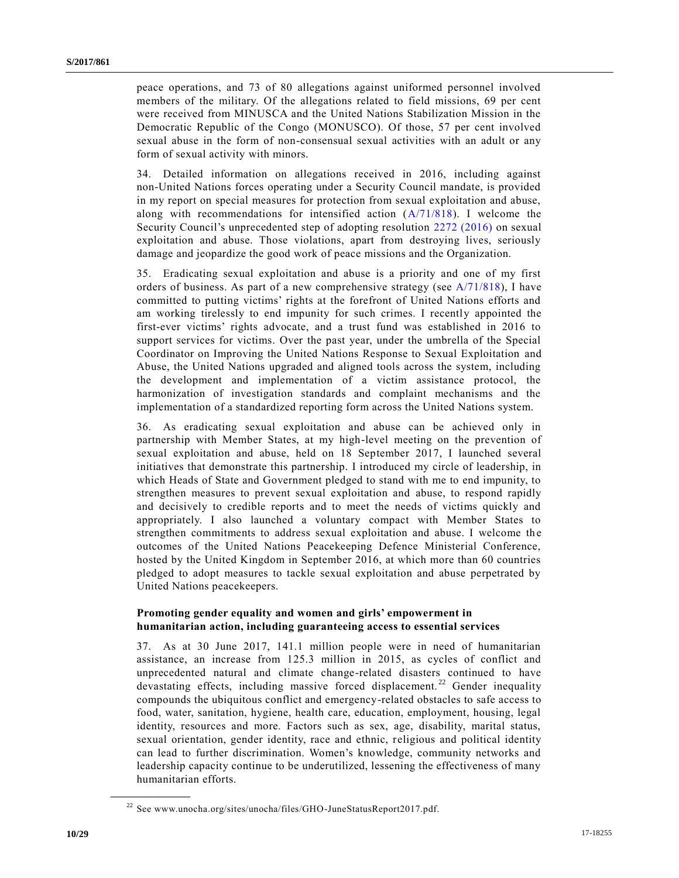peace operations, and 73 of 80 allegations against uniformed personnel involved members of the military. Of the allegations related to field missions, 69 per cent were received from MINUSCA and the United Nations Stabilization Mission in the Democratic Republic of the Congo (MONUSCO). Of those, 57 per cent involved sexual abuse in the form of non-consensual sexual activities with an adult or any form of sexual activity with minors.

34. Detailed information on allegations received in 2016, including against non-United Nations forces operating under a Security Council mandate, is provided in my report on special measures for protection from sexual exploitation and abuse, along with recommendations for intensified action (A/71/818). I welcome the Security Council's unprecedented step of adopting resolution 2272 (2016) on sexual exploitation and abuse. Those violations, apart from destroying lives, seriously damage and jeopardize the good work of peace missions and the Organization.

35. Eradicating sexual exploitation and abuse is a priority and one of my first orders of business. As part of a new comprehensive strategy (see A/71/818), I have committed to putting victims' rights at the forefront of United Nations efforts and am working tirelessly to end impunity for such crimes. I recently appointed the first-ever victims' rights advocate, and a trust fund was established in 2016 to support services for victims. Over the past year, under the umbrella of the Special Coordinator on Improving the United Nations Response to Sexual Exploitation and Abuse, the United Nations upgraded and aligned tools across the system, including the development and implementation of a victim assistance protocol, the harmonization of investigation standards and complaint mechanisms and the implementation of a standardized reporting form across the United Nations system.

36. As eradicating sexual exploitation and abuse can be achieved only in partnership with Member States, at my high-level meeting on the prevention of sexual exploitation and abuse, held on 18 September 2017, I launched several initiatives that demonstrate this partnership. I introduced my circle of leadership, in which Heads of State and Government pledged to stand with me to end impunity, to strengthen measures to prevent sexual exploitation and abuse, to respond rapidly and decisively to credible reports and to meet the needs of victims quickly and appropriately. I also launched a voluntary compact with Member States to strengthen commitments to address sexual exploitation and abuse. I welcome the outcomes of the United Nations Peacekeeping Defence Ministerial Conference, hosted by the United Kingdom in September 2016, at which more than 60 countries pledged to adopt measures to tackle sexual exploitation and abuse perpetrated by United Nations peacekeepers.

### Promoting gender equality and women and girls' empowerment in humanitarian action, including guaranteeing access to essential services

37. As at 30 June 2017, 141.1 million people were in need of humanitarian assistance, an increase from 125.3 million in 2015, as cycles of conflict and unprecedented natural and climate change-related disasters continued to have devastating effects, including massive forced displacement.[22] Gender inequality compounds the ubiquitous conflict and emergency-related obstacles to safe access to food, water, sanitation, hygiene, health care, education, employment, housing, legal identity, resources and more. Factors such as sex, age, disability, marital status, sexual orientation, gender identity, race and ethnic, religious and political identity can lead to further discrimination. Women's knowledge, community networks and leadership capacity continue to be underutilized, lessening the effectiveness of many humanitarian efforts.

[22] See www.unocha.org/sites/unocha/files/GHO-JuneStatusReport2017.pdf.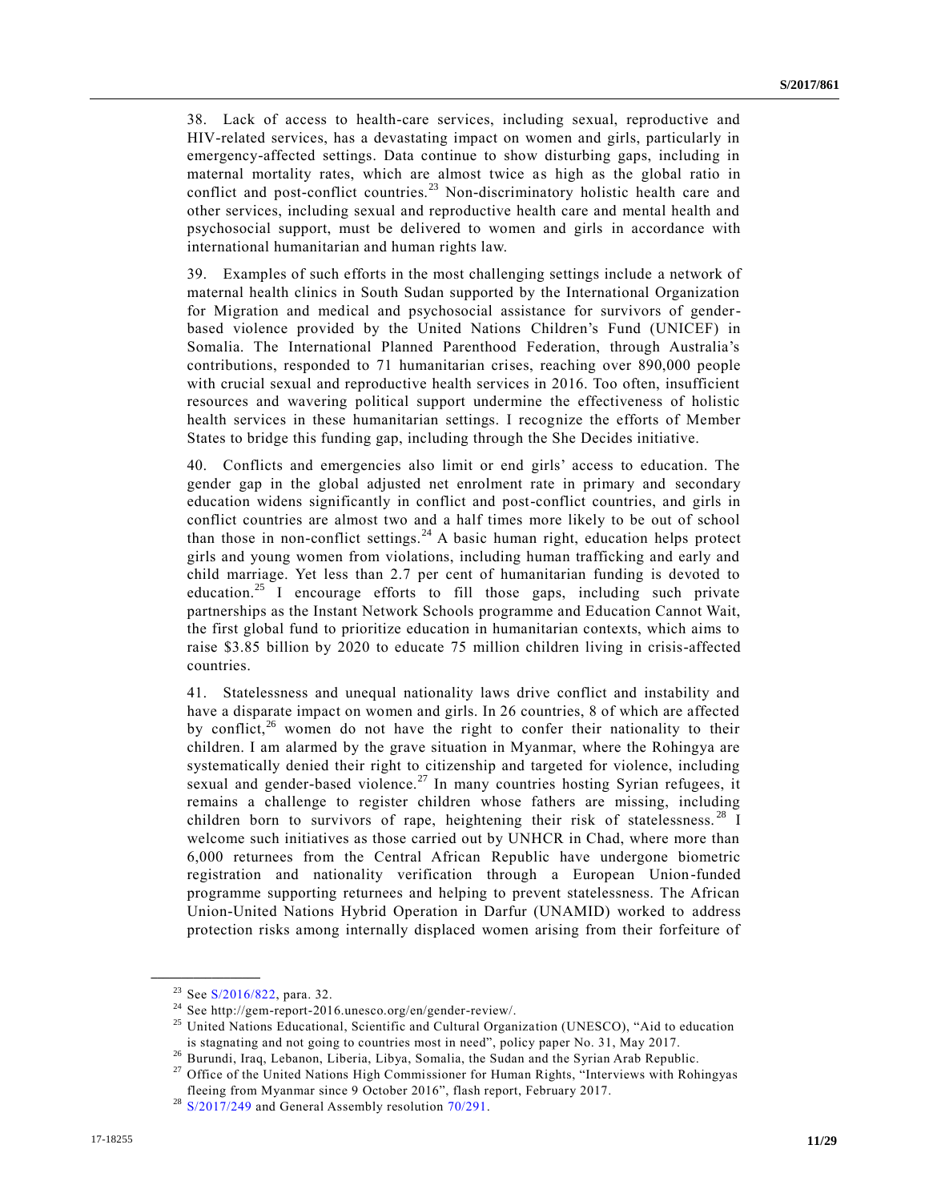38. Lack of access to health-care services, including sexual, reproductive and HIV-related services, has a devastating impact on women and girls, particularly in emergency-affected settings. Data continue to show disturbing gaps, including in maternal mortality rates, which are almost twice as high as the global ratio in conflict and post-conflict countries.[23] Non-discriminatory holistic health care and other services, including sexual and reproductive health care and mental health and psychosocial support, must be delivered to women and girls in accordance with international humanitarian and human rights law.

39. Examples of such efforts in the most challenging settings include a network of maternal health clinics in South Sudan supported by the International Organization for Migration and medical and psychosocial assistance for survivors of gender-based violence provided by the United Nations Children's Fund (UNICEF) in Somalia. The International Planned Parenthood Federation, through Australia's contributions, responded to 71 humanitarian crises, reaching over 890,000 people with crucial sexual and reproductive health services in 2016. Too often, insufficient resources and wavering political support undermine the effectiveness of holistic health services in these humanitarian settings. I recognize the efforts of Member States to bridge this funding gap, including through the She Decides initiative.

40. Conflicts and emergencies also limit or end girls' access to education. The gender gap in the global adjusted net enrolment rate in primary and secondary education widens significantly in conflict and post-conflict countries, and girls in conflict countries are almost two and a half times more likely to be out of school than those in non-conflict settings.[24] A basic human right, education helps protect girls and young women from violations, including human trafficking and early and child marriage. Yet less than 2.7 per cent of humanitarian funding is devoted to education.[25] I encourage efforts to fill those gaps, including such private partnerships as the Instant Network Schools programme and Education Cannot Wait, the first global fund to prioritize education in humanitarian contexts, which aims to raise $3.85 billion by 2020 to educate 75 million children living in crisis-affected countries.

41. Statelessness and unequal nationality laws drive conflict and instability and have a disparate impact on women and girls. In 26 countries, 8 of which are affected by conflict,[26] women do not have the right to confer their nationality to their children. I am alarmed by the grave situation in Myanmar, where the Rohingya are systematically denied their right to citizenship and targeted for violence, including sexual and gender-based violence.[27] In many countries hosting Syrian refugees, it remains a challenge to register children whose fathers are missing, including children born to survivors of rape, heightening their risk of statelessness.[28] I welcome such initiatives as those carried out by UNHCR in Chad, where more than 6,000 returnees from the Central African Republic have undergone biometric registration and nationality verification through a European Union-funded programme supporting returnees and helping to prevent statelessness. The African Union-United Nations Hybrid Operation in Darfur (UNAMID) worked to address protection risks among internally displaced women arising from their forfeiture of

---

[23] See S/2016/822, para. 32.

[24] See http://gem-report-2016.unesco.org/en/gender-review/.

[25] United Nations Educational, Scientific and Cultural Organization (UNESCO), "Aid to education is stagnating and not going to countries most in need", policy paper No. 31, May 2017.

[26] Burundi, Iraq, Lebanon, Liberia, Libya, Somalia, the Sudan and the Syrian Arab Republic.

[27] Office of the United Nations High Commissioner for Human Rights, "Interviews with Rohingyas fleeing from Myanmar since 9 October 2016", flash report, February 2017.

[28] S/2017/249 and General Assembly resolution 70/291.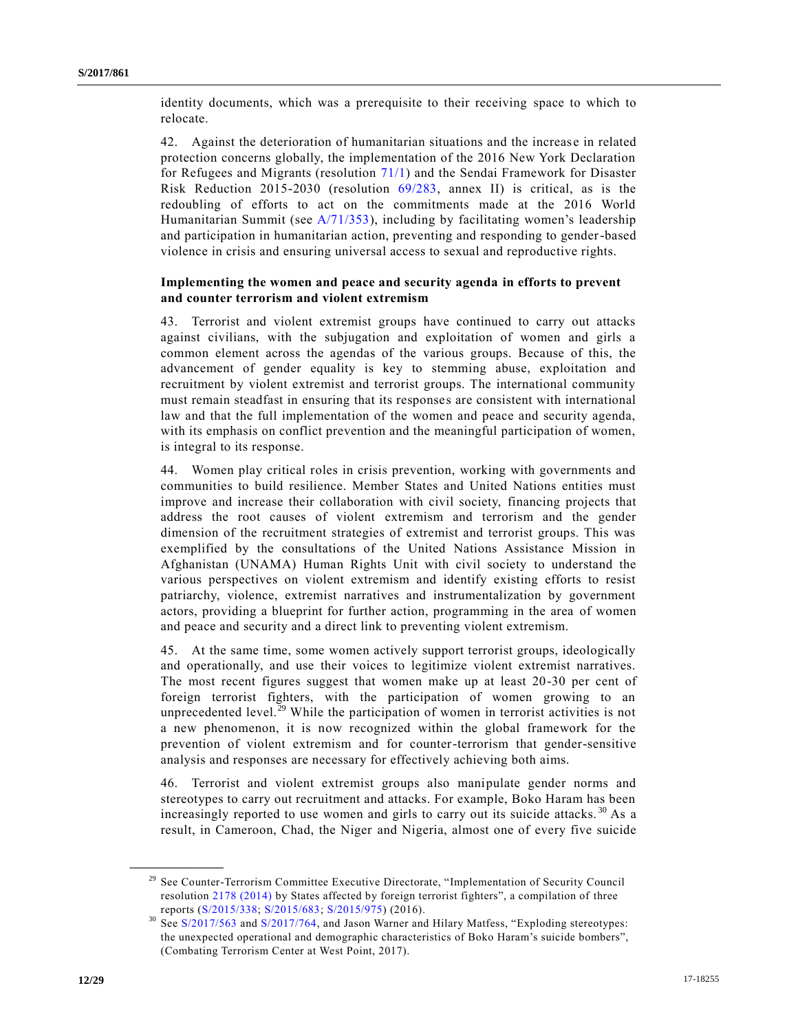identity documents, which was a prerequisite to their receiving space to which to relocate.

42. Against the deterioration of humanitarian situations and the increase in related protection concerns globally, the implementation of the 2016 New York Declaration for Refugees and Migrants (resolution 71/1) and the Sendai Framework for Disaster Risk Reduction 2015-2030 (resolution 69/283, annex II) is critical, as is the redoubling of efforts to act on the commitments made at the 2016 World Humanitarian Summit (see A/71/353), including by facilitating women's leadership and participation in humanitarian action, preventing and responding to gender-based violence in crisis and ensuring universal access to sexual and reproductive rights.

**Implementing the women and peace and security agenda in efforts to prevent and counter terrorism and violent extremism**

43. Terrorist and violent extremist groups have continued to carry out attacks against civilians, with the subjugation and exploitation of women and girls a common element across the agendas of the various groups. Because of this, the advancement of gender equality is key to stemming abuse, exploitation and recruitment by violent extremist and terrorist groups. The international community must remain steadfast in ensuring that its responses are consistent with international law and that the full implementation of the women and peace and security agenda, with its emphasis on conflict prevention and the meaningful participation of women, is integral to its response.

44. Women play critical roles in crisis prevention, working with governments and communities to build resilience. Member States and United Nations entities must improve and increase their collaboration with civil society, financing projects that address the root causes of violent extremism and terrorism and the gender dimension of the recruitment strategies of extremist and terrorist groups. This was exemplified by the consultations of the United Nations Assistance Mission in Afghanistan (UNAMA) Human Rights Unit with civil society to understand the various perspectives on violent extremism and identify existing efforts to resist patriarchy, violence, extremist narratives and instrumentalization by government actors, providing a blueprint for further action, programming in the area of women and peace and security and a direct link to preventing violent extremism.

45. At the same time, some women actively support terrorist groups, ideologically and operationally, and use their voices to legitimize violent extremist narratives. The most recent figures suggest that women make up at least 20-30 per cent of foreign terrorist fighters, with the participation of women growing to an unprecedented level.[29] While the participation of women in terrorist activities is not a new phenomenon, it is now recognized within the global framework for the prevention of violent extremism and for counter-terrorism that gender-sensitive analysis and responses are necessary for effectively achieving both aims.

46. Terrorist and violent extremist groups also manipulate gender norms and stereotypes to carry out recruitment and attacks. For example, Boko Haram has been increasingly reported to use women and girls to carry out its suicide attacks.[30] As a result, in Cameroon, Chad, the Niger and Nigeria, almost one of every five suicide

---

[29] See Counter-Terrorism Committee Executive Directorate, "Implementation of Security Council resolution 2178 (2014) by States affected by foreign terrorist fighters", a compilation of three reports (S/2015/338; S/2015/683; S/2015/975) (2016).

[30] See S/2017/563 and S/2017/764, and Jason Warner and Hilary Matfess, "Exploding stereotypes: the unexpected operational and demographic characteristics of Boko Haram's suicide bombers", (Combating Terrorism Center at West Point, 2017).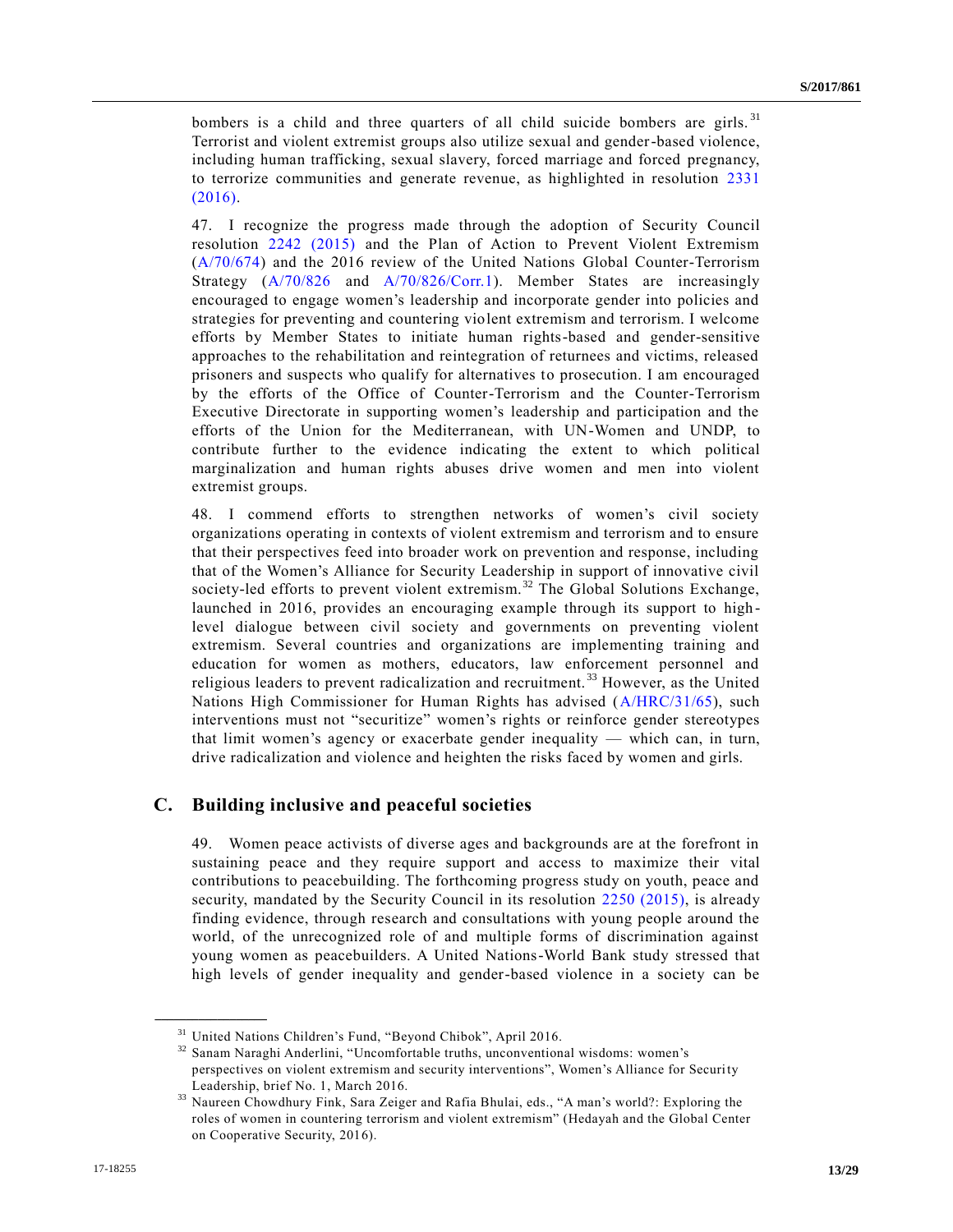bombers is a child and three quarters of all child suicide bombers are girls.[31] Terrorist and violent extremist groups also utilize sexual and gender-based violence, including human trafficking, sexual slavery, forced marriage and forced pregnancy, to terrorize communities and generate revenue, as highlighted in resolution 2331 (2016).

47. I recognize the progress made through the adoption of Security Council resolution 2242 (2015) and the Plan of Action to Prevent Violent Extremism (A/70/674) and the 2016 review of the United Nations Global Counter-Terrorism Strategy (A/70/826 and A/70/826/Corr.1). Member States are increasingly encouraged to engage women's leadership and incorporate gender into policies and strategies for preventing and countering violent extremism and terrorism. I welcome efforts by Member States to initiate human rights-based and gender-sensitive approaches to the rehabilitation and reintegration of returnees and victims, released prisoners and suspects who qualify for alternatives to prosecution. I am encouraged by the efforts of the Office of Counter-Terrorism and the Counter-Terrorism Executive Directorate in supporting women's leadership and participation and the efforts of the Union for the Mediterranean, with UN-Women and UNDP, to contribute further to the evidence indicating the extent to which political marginalization and human rights abuses drive women and men into violent extremist groups.

48. I commend efforts to strengthen networks of women's civil society organizations operating in contexts of violent extremism and terrorism and to ensure that their perspectives feed into broader work on prevention and response, including that of the Women's Alliance for Security Leadership in support of innovative civil society-led efforts to prevent violent extremism.[32] The Global Solutions Exchange, launched in 2016, provides an encouraging example through its support to high-level dialogue between civil society and governments on preventing violent extremism. Several countries and organizations are implementing training and education for women as mothers, educators, law enforcement personnel and religious leaders to prevent radicalization and recruitment.[33] However, as the United Nations High Commissioner for Human Rights has advised (A/HRC/31/65), such interventions must not "securitize" women's rights or reinforce gender stereotypes that limit women's agency or exacerbate gender inequality — which can, in turn, drive radicalization and violence and heighten the risks faced by women and girls.

## C. Building inclusive and peaceful societies

49. Women peace activists of diverse ages and backgrounds are at the forefront in sustaining peace and they require support and access to maximize their vital contributions to peacebuilding. The forthcoming progress study on youth, peace and security, mandated by the Security Council in its resolution 2250 (2015), is already finding evidence, through research and consultations with young people around the world, of the unrecognized role of and multiple forms of discrimination against young women as peacebuilders. A United Nations-World Bank study stressed that high levels of gender inequality and gender-based violence in a society can be

---

[31] United Nations Children's Fund, "Beyond Chibok", April 2016.

[32] Sanam Naraghi Anderlini, "Uncomfortable truths, unconventional wisdoms: women's perspectives on violent extremism and security interventions", Women's Alliance for Security Leadership, brief No. 1, March 2016.

[33] Naureen Chowdhury Fink, Sara Zeiger and Rafia Bhulai, eds., "A man's world?: Exploring the roles of women in countering terrorism and violent extremism" (Hedayah and the Global Center on Cooperative Security, 2016).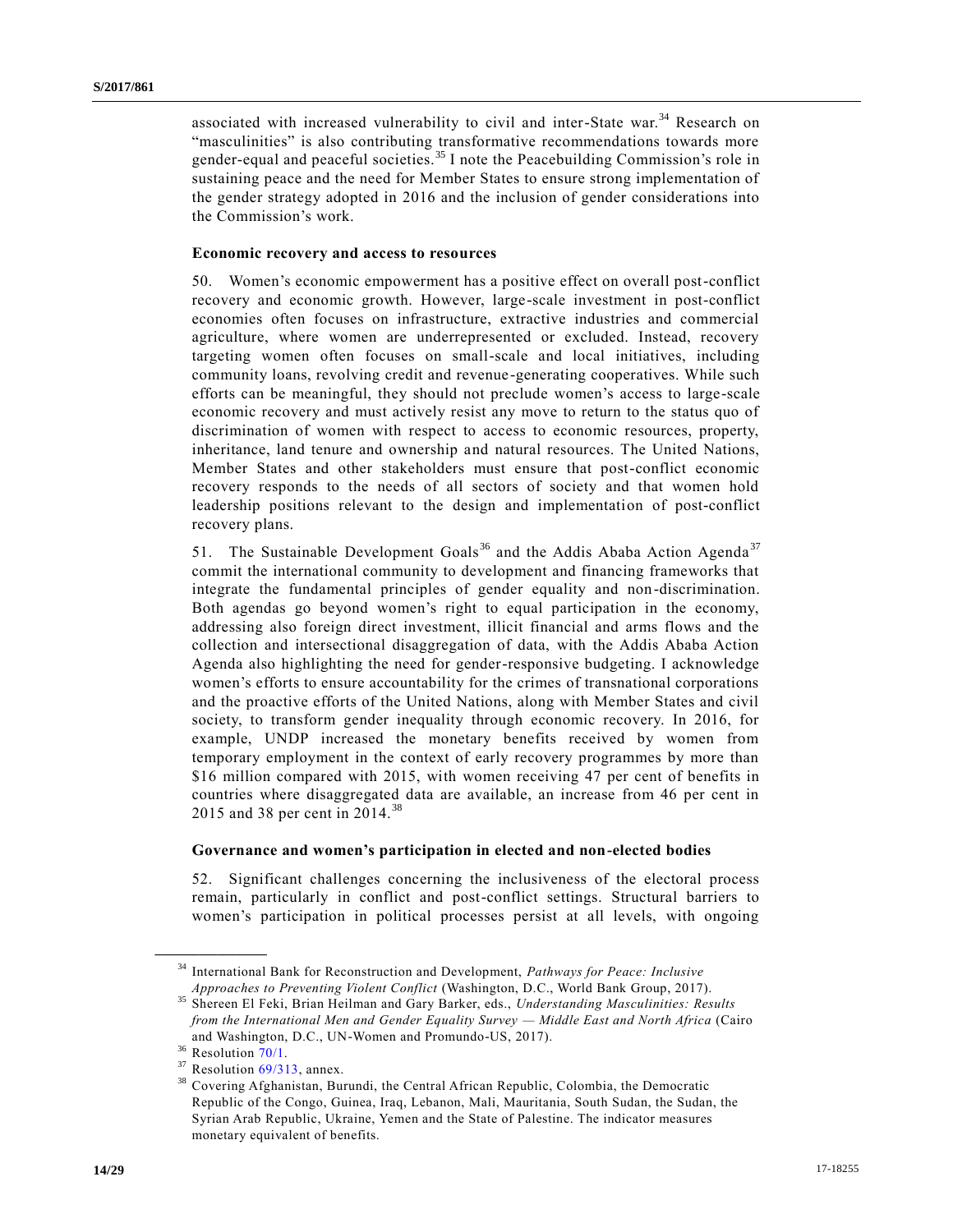associated with increased vulnerability to civil and inter-State war.[34] Research on "masculinities" is also contributing transformative recommendations towards more gender-equal and peaceful societies.[35] I note the Peacebuilding Commission's role in sustaining peace and the need for Member States to ensure strong implementation of the gender strategy adopted in 2016 and the inclusion of gender considerations into the Commission's work.

**Economic recovery and access to resources**

50. Women's economic empowerment has a positive effect on overall post-conflict recovery and economic growth. However, large-scale investment in post-conflict economies often focuses on infrastructure, extractive industries and commercial agriculture, where women are underrepresented or excluded. Instead, recovery targeting women often focuses on small-scale and local initiatives, including community loans, revolving credit and revenue-generating cooperatives. While such efforts can be meaningful, they should not preclude women's access to large-scale economic recovery and must actively resist any move to return to the status quo of discrimination of women with respect to access to economic resources, property, inheritance, land tenure and ownership and natural resources. The United Nations, Member States and other stakeholders must ensure that post-conflict economic recovery responds to the needs of all sectors of society and that women hold leadership positions relevant to the design and implementation of post-conflict recovery plans.

51. The Sustainable Development Goals[36] and the Addis Ababa Action Agenda[37] commit the international community to development and financing frameworks that integrate the fundamental principles of gender equality and non-discrimination. Both agendas go beyond women's right to equal participation in the economy, addressing also foreign direct investment, illicit financial and arms flows and the collection and intersectional disaggregation of data, with the Addis Ababa Action Agenda also highlighting the need for gender-responsive budgeting. I acknowledge women's efforts to ensure accountability for the crimes of transnational corporations and the proactive efforts of the United Nations, along with Member States and civil society, to transform gender inequality through economic recovery. In 2016, for example, UNDP increased the monetary benefits received by women from temporary employment in the context of early recovery programmes by more than \$16 million compared with 2015, with women receiving 47 per cent of benefits in countries where disaggregated data are available, an increase from 46 per cent in 2015 and 38 per cent in 2014.[38]

**Governance and women's participation in elected and non-elected bodies**

52. Significant challenges concerning the inclusiveness of the electoral process remain, particularly in conflict and post-conflict settings. Structural barriers to women's participation in political processes persist at all levels, with ongoing

---

[34] International Bank for Reconstruction and Development, *Pathways for Peace: Inclusive Approaches to Preventing Violent Conflict* (Washington, D.C., World Bank Group, 2017).

[35] Shereen El Feki, Brian Heilman and Gary Barker, eds., *Understanding Masculinities: Results from the International Men and Gender Equality Survey — Middle East and North Africa* (Cairo and Washington, D.C., UN-Women and Promundo-US, 2017).

[36] Resolution 70/1.

[37] Resolution 69/313, annex.

[38] Covering Afghanistan, Burundi, the Central African Republic, Colombia, the Democratic Republic of the Congo, Guinea, Iraq, Lebanon, Mali, Mauritania, South Sudan, the Sudan, the Syrian Arab Republic, Ukraine, Yemen and the State of Palestine. The indicator measures monetary equivalent of benefits.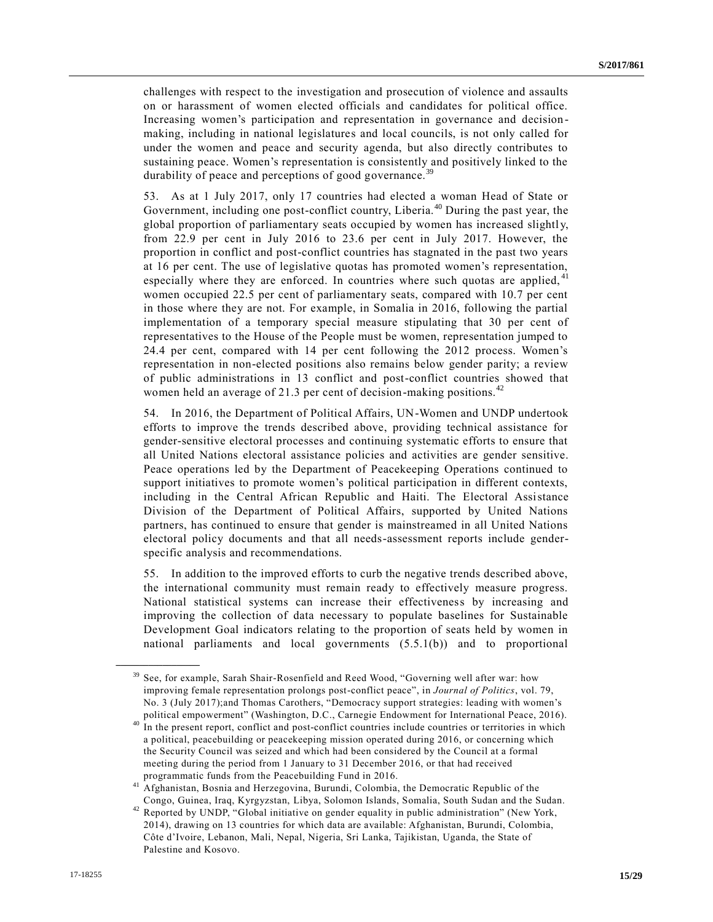challenges with respect to the investigation and prosecution of violence and assaults on or harassment of women elected officials and candidates for political office. Increasing women's participation and representation in governance and decision-making, including in national legislatures and local councils, is not only called for under the women and peace and security agenda, but also directly contributes to sustaining peace. Women's representation is consistently and positively linked to the durability of peace and perceptions of good governance.[39]

53. As at 1 July 2017, only 17 countries had elected a woman Head of State or Government, including one post-conflict country, Liberia.[40] During the past year, the global proportion of parliamentary seats occupied by women has increased slightly, from 22.9 per cent in July 2016 to 23.6 per cent in July 2017. However, the proportion in conflict and post-conflict countries has stagnated in the past two years at 16 per cent. The use of legislative quotas has promoted women's representation, especially where they are enforced. In countries where such quotas are applied,[41] women occupied 22.5 per cent of parliamentary seats, compared with 10.7 per cent in those where they are not. For example, in Somalia in 2016, following the partial implementation of a temporary special measure stipulating that 30 per cent of representatives to the House of the People must be women, representation jumped to 24.4 per cent, compared with 14 per cent following the 2012 process. Women's representation in non-elected positions also remains below gender parity; a review of public administrations in 13 conflict and post-conflict countries showed that women held an average of 21.3 per cent of decision-making positions.[42]

54. In 2016, the Department of Political Affairs, UN-Women and UNDP undertook efforts to improve the trends described above, providing technical assistance for gender-sensitive electoral processes and continuing systematic efforts to ensure that all United Nations electoral assistance policies and activities are gender sensitive. Peace operations led by the Department of Peacekeeping Operations continued to support initiatives to promote women's political participation in different contexts, including in the Central African Republic and Haiti. The Electoral Assistance Division of the Department of Political Affairs, supported by United Nations partners, has continued to ensure that gender is mainstreamed in all United Nations electoral policy documents and that all needs-assessment reports include gender-specific analysis and recommendations.

55. In addition to the improved efforts to curb the negative trends described above, the international community must remain ready to effectively measure progress. National statistical systems can increase their effectiveness by increasing and improving the collection of data necessary to populate baselines for Sustainable Development Goal indicators relating to the proportion of seats held by women in national parliaments and local governments (5.5.1(b)) and to proportional

---

[39] See, for example, Sarah Shair-Rosenfield and Reed Wood, "Governing well after war: how improving female representation prolongs post-conflict peace", in *Journal of Politics*, vol. 79, No. 3 (July 2017);and Thomas Carothers, "Democracy support strategies: leading with women's political empowerment" (Washington, D.C., Carnegie Endowment for International Peace, 2016).

[40] In the present report, conflict and post-conflict countries include countries or territories in which a political, peacebuilding or peacekeeping mission operated during 2016, or concerning which the Security Council was seized and which had been considered by the Council at a formal meeting during the period from 1 January to 31 December 2016, or that had received programmatic funds from the Peacebuilding Fund in 2016.

[41] Afghanistan, Bosnia and Herzegovina, Burundi, Colombia, the Democratic Republic of the Congo, Guinea, Iraq, Kyrgyzstan, Libya, Solomon Islands, Somalia, South Sudan and the Sudan.

[42] Reported by UNDP, "Global initiative on gender equality in public administration" (New York, 2014), drawing on 13 countries for which data are available: Afghanistan, Burundi, Colombia, Côte d'Ivoire, Lebanon, Mali, Nepal, Nigeria, Sri Lanka, Tajikistan, Uganda, the State of Palestine and Kosovo.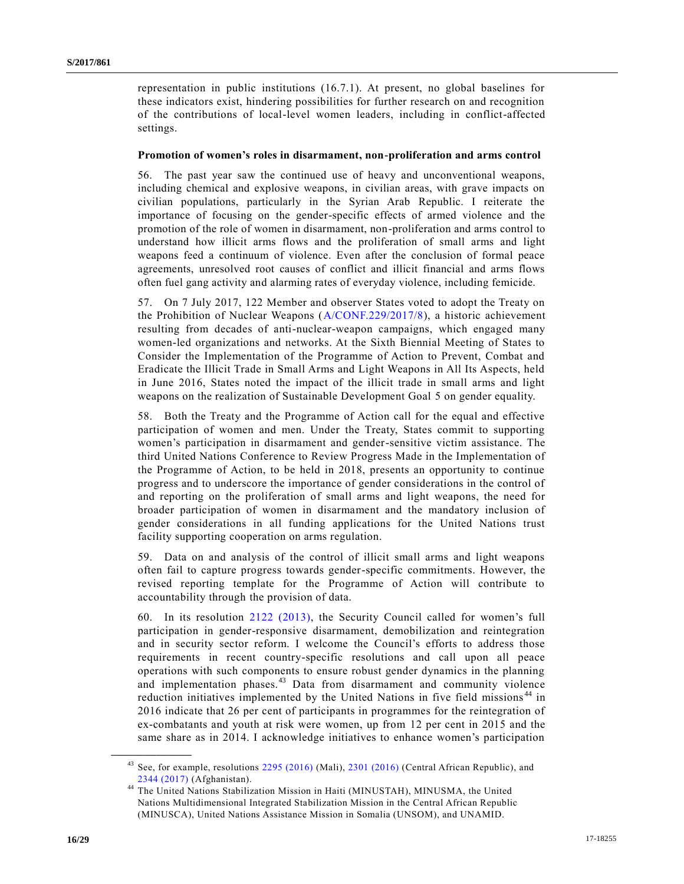representation in public institutions (16.7.1). At present, no global baselines for these indicators exist, hindering possibilities for further research on and recognition of the contributions of local-level women leaders, including in conflict-affected settings.

**Promotion of women's roles in disarmament, non-proliferation and arms control**

56. The past year saw the continued use of heavy and unconventional weapons, including chemical and explosive weapons, in civilian areas, with grave impacts on civilian populations, particularly in the Syrian Arab Republic. I reiterate the importance of focusing on the gender-specific effects of armed violence and the promotion of the role of women in disarmament, non-proliferation and arms control to understand how illicit arms flows and the proliferation of small arms and light weapons feed a continuum of violence. Even after the conclusion of formal peace agreements, unresolved root causes of conflict and illicit financial and arms flows often fuel gang activity and alarming rates of everyday violence, including femicide.

57. On 7 July 2017, 122 Member and observer States voted to adopt the Treaty on the Prohibition of Nuclear Weapons (A/CONF.229/2017/8), a historic achievement resulting from decades of anti-nuclear-weapon campaigns, which engaged many women-led organizations and networks. At the Sixth Biennial Meeting of States to Consider the Implementation of the Programme of Action to Prevent, Combat and Eradicate the Illicit Trade in Small Arms and Light Weapons in All Its Aspects, held in June 2016, States noted the impact of the illicit trade in small arms and light weapons on the realization of Sustainable Development Goal 5 on gender equality.

58. Both the Treaty and the Programme of Action call for the equal and effective participation of women and men. Under the Treaty, States commit to supporting women's participation in disarmament and gender-sensitive victim assistance. The third United Nations Conference to Review Progress Made in the Implementation of the Programme of Action, to be held in 2018, presents an opportunity to continue progress and to underscore the importance of gender considerations in the control of and reporting on the proliferation of small arms and light weapons, the need for broader participation of women in disarmament and the mandatory inclusion of gender considerations in all funding applications for the United Nations trust facility supporting cooperation on arms regulation.

59. Data on and analysis of the control of illicit small arms and light weapons often fail to capture progress towards gender-specific commitments. However, the revised reporting template for the Programme of Action will contribute to accountability through the provision of data.

60. In its resolution 2122 (2013), the Security Council called for women's full participation in gender-responsive disarmament, demobilization and reintegration and in security sector reform. I welcome the Council's efforts to address those requirements in recent country-specific resolutions and call upon all peace operations with such components to ensure robust gender dynamics in the planning and implementation phases.[43] Data from disarmament and community violence reduction initiatives implemented by the United Nations in five field missions[44] in 2016 indicate that 26 per cent of participants in programmes for the reintegration of ex-combatants and youth at risk were women, up from 12 per cent in 2015 and the same share as in 2014. I acknowledge initiatives to enhance women's participation

---

[43] See, for example, resolutions 2295 (2016) (Mali), 2301 (2016) (Central African Republic), and 2344 (2017) (Afghanistan).

[44] The United Nations Stabilization Mission in Haiti (MINUSTAH), MINUSMA, the United Nations Multidimensional Integrated Stabilization Mission in the Central African Republic (MINUSCA), United Nations Assistance Mission in Somalia (UNSOM), and UNAMID.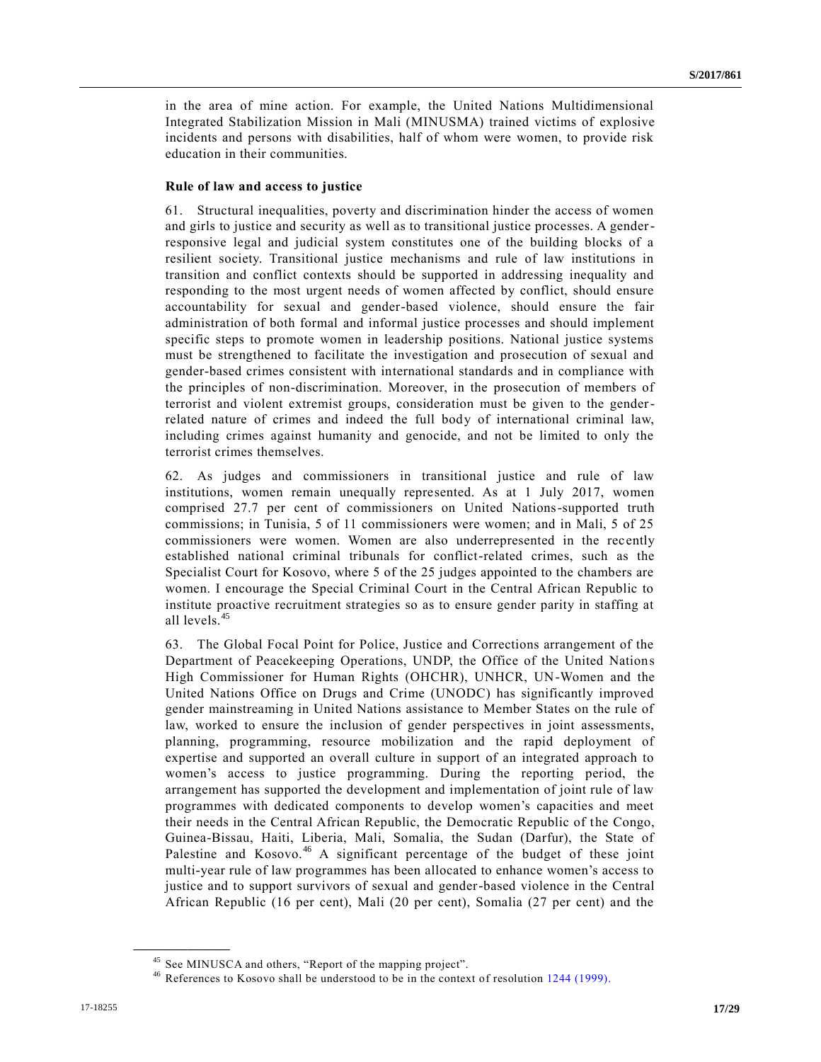in the area of mine action. For example, the United Nations Multidimensional Integrated Stabilization Mission in Mali (MINUSMA) trained victims of explosive incidents and persons with disabilities, half of whom were women, to provide risk education in their communities.

**Rule of law and access to justice**

61. Structural inequalities, poverty and discrimination hinder the access of women and girls to justice and security as well as to transitional justice processes. A gender-responsive legal and judicial system constitutes one of the building blocks of a resilient society. Transitional justice mechanisms and rule of law institutions in transition and conflict contexts should be supported in addressing inequality and responding to the most urgent needs of women affected by conflict, should ensure accountability for sexual and gender-based violence, should ensure the fair administration of both formal and informal justice processes and should implement specific steps to promote women in leadership positions. National justice systems must be strengthened to facilitate the investigation and prosecution of sexual and gender-based crimes consistent with international standards and in compliance with the principles of non-discrimination. Moreover, in the prosecution of members of terrorist and violent extremist groups, consideration must be given to the gender-related nature of crimes and indeed the full body of international criminal law, including crimes against humanity and genocide, and not be limited to only the terrorist crimes themselves.

62. As judges and commissioners in transitional justice and rule of law institutions, women remain unequally represented. As at 1 July 2017, women comprised 27.7 per cent of commissioners on United Nations-supported truth commissions; in Tunisia, 5 of 11 commissioners were women; and in Mali, 5 of 25 commissioners were women. Women are also underrepresented in the recently established national criminal tribunals for conflict-related crimes, such as the Specialist Court for Kosovo, where 5 of the 25 judges appointed to the chambers are women. I encourage the Special Criminal Court in the Central African Republic to institute proactive recruitment strategies so as to ensure gender parity in staffing at all levels.[45]

63. The Global Focal Point for Police, Justice and Corrections arrangement of the Department of Peacekeeping Operations, UNDP, the Office of the United Nations High Commissioner for Human Rights (OHCHR), UNHCR, UN-Women and the United Nations Office on Drugs and Crime (UNODC) has significantly improved gender mainstreaming in United Nations assistance to Member States on the rule of law, worked to ensure the inclusion of gender perspectives in joint assessments, planning, programming, resource mobilization and the rapid deployment of expertise and supported an overall culture in support of an integrated approach to women's access to justice programming. During the reporting period, the arrangement has supported the development and implementation of joint rule of law programmes with dedicated components to develop women's capacities and meet their needs in the Central African Republic, the Democratic Republic of the Congo, Guinea-Bissau, Haiti, Liberia, Mali, Somalia, the Sudan (Darfur), the State of Palestine and Kosovo.[46] A significant percentage of the budget of these joint multi-year rule of law programmes has been allocated to enhance women's access to justice and to support survivors of sexual and gender-based violence in the Central African Republic (16 per cent), Mali (20 per cent), Somalia (27 per cent) and the

---

[45] See MINUSCA and others, "Report of the mapping project".

[46] References to Kosovo shall be understood to be in the context of resolution 1244 (1999).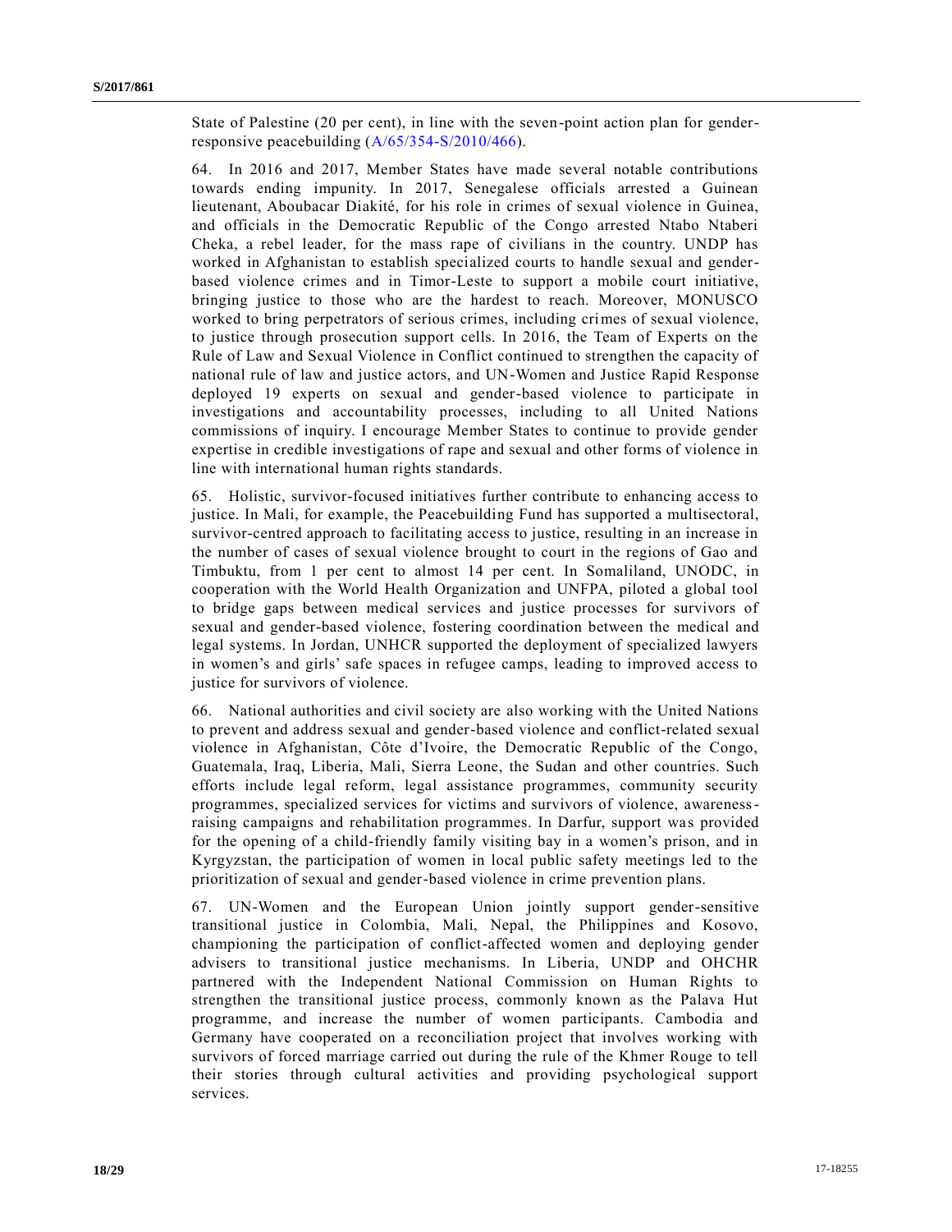State of Palestine (20 per cent), in line with the seven-point action plan for gender-responsive peacebuilding (A/65/354-S/2010/466).

64. In 2016 and 2017, Member States have made several notable contributions towards ending impunity. In 2017, Senegalese officials arrested a Guinean lieutenant, Aboubacar Diakité, for his role in crimes of sexual violence in Guinea, and officials in the Democratic Republic of the Congo arrested Ntabo Ntaberi Cheka, a rebel leader, for the mass rape of civilians in the country. UNDP has worked in Afghanistan to establish specialized courts to handle sexual and gender-based violence crimes and in Timor-Leste to support a mobile court initiative, bringing justice to those who are the hardest to reach. Moreover, MONUSCO worked to bring perpetrators of serious crimes, including crimes of sexual violence, to justice through prosecution support cells. In 2016, the Team of Experts on the Rule of Law and Sexual Violence in Conflict continued to strengthen the capacity of national rule of law and justice actors, and UN-Women and Justice Rapid Response deployed 19 experts on sexual and gender-based violence to participate in investigations and accountability processes, including to all United Nations commissions of inquiry. I encourage Member States to continue to provide gender expertise in credible investigations of rape and sexual and other forms of violence in line with international human rights standards.

65. Holistic, survivor-focused initiatives further contribute to enhancing access to justice. In Mali, for example, the Peacebuilding Fund has supported a multisectoral, survivor-centred approach to facilitating access to justice, resulting in an increase in the number of cases of sexual violence brought to court in the regions of Gao and Timbuktu, from 1 per cent to almost 14 per cent. In Somaliland, UNODC, in cooperation with the World Health Organization and UNFPA, piloted a global tool to bridge gaps between medical services and justice processes for survivors of sexual and gender-based violence, fostering coordination between the medical and legal systems. In Jordan, UNHCR supported the deployment of specialized lawyers in women's and girls' safe spaces in refugee camps, leading to improved access to justice for survivors of violence.

66. National authorities and civil society are also working with the United Nations to prevent and address sexual and gender-based violence and conflict-related sexual violence in Afghanistan, Côte d'Ivoire, the Democratic Republic of the Congo, Guatemala, Iraq, Liberia, Mali, Sierra Leone, the Sudan and other countries. Such efforts include legal reform, legal assistance programmes, community security programmes, specialized services for victims and survivors of violence, awareness-raising campaigns and rehabilitation programmes. In Darfur, support was provided for the opening of a child-friendly family visiting bay in a women's prison, and in Kyrgyzstan, the participation of women in local public safety meetings led to the prioritization of sexual and gender-based violence in crime prevention plans.

67. UN-Women and the European Union jointly support gender-sensitive transitional justice in Colombia, Mali, Nepal, the Philippines and Kosovo, championing the participation of conflict-affected women and deploying gender advisers to transitional justice mechanisms. In Liberia, UNDP and OHCHR partnered with the Independent National Commission on Human Rights to strengthen the transitional justice process, commonly known as the Palava Hut programme, and increase the number of women participants. Cambodia and Germany have cooperated on a reconciliation project that involves working with survivors of forced marriage carried out during the rule of the Khmer Rouge to tell their stories through cultural activities and providing psychological support services.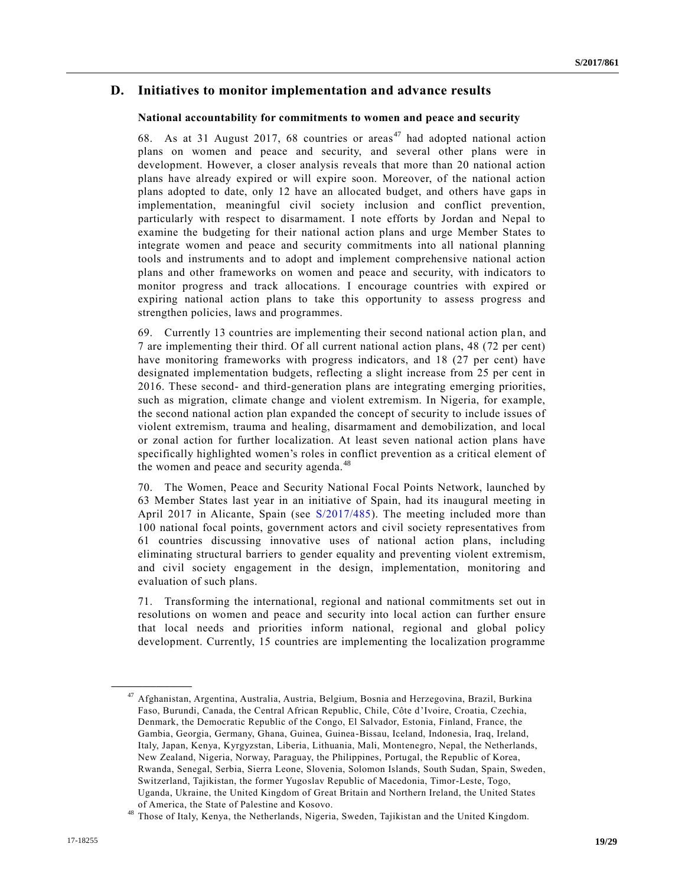## D. Initiatives to monitor implementation and advance results

### National accountability for commitments to women and peace and security

68. As at 31 August 2017, 68 countries or areas[47] had adopted national action plans on women and peace and security, and several other plans were in development. However, a closer analysis reveals that more than 20 national action plans have already expired or will expire soon. Moreover, of the national action plans adopted to date, only 12 have an allocated budget, and others have gaps in implementation, meaningful civil society inclusion and conflict prevention, particularly with respect to disarmament. I note efforts by Jordan and Nepal to examine the budgeting for their national action plans and urge Member States to integrate women and peace and security commitments into all national planning tools and instruments and to adopt and implement comprehensive national action plans and other frameworks on women and peace and security, with indicators to monitor progress and track allocations. I encourage countries with expired or expiring national action plans to take this opportunity to assess progress and strengthen policies, laws and programmes.

69. Currently 13 countries are implementing their second national action plan, and 7 are implementing their third. Of all current national action plans, 48 (72 per cent) have monitoring frameworks with progress indicators, and 18 (27 per cent) have designated implementation budgets, reflecting a slight increase from 25 per cent in 2016. These second- and third-generation plans are integrating emerging priorities, such as migration, climate change and violent extremism. In Nigeria, for example, the second national action plan expanded the concept of security to include issues of violent extremism, trauma and healing, disarmament and demobilization, and local or zonal action for further localization. At least seven national action plans have specifically highlighted women's roles in conflict prevention as a critical element of the women and peace and security agenda.[48]

70. The Women, Peace and Security National Focal Points Network, launched by 63 Member States last year in an initiative of Spain, had its inaugural meeting in April 2017 in Alicante, Spain (see S/2017/485). The meeting included more than 100 national focal points, government actors and civil society representatives from 61 countries discussing innovative uses of national action plans, including eliminating structural barriers to gender equality and preventing violent extremism, and civil society engagement in the design, implementation, monitoring and evaluation of such plans.

71. Transforming the international, regional and national commitments set out in resolutions on women and peace and security into local action can further ensure that local needs and priorities inform national, regional and global policy development. Currently, 15 countries are implementing the localization programme

---

[47] Afghanistan, Argentina, Australia, Austria, Belgium, Bosnia and Herzegovina, Brazil, Burkina Faso, Burundi, Canada, the Central African Republic, Chile, Côte d'Ivoire, Croatia, Czechia, Denmark, the Democratic Republic of the Congo, El Salvador, Estonia, Finland, France, the Gambia, Georgia, Germany, Ghana, Guinea, Guinea-Bissau, Iceland, Indonesia, Iraq, Ireland, Italy, Japan, Kenya, Kyrgyzstan, Liberia, Lithuania, Mali, Montenegro, Nepal, the Netherlands, New Zealand, Nigeria, Norway, Paraguay, the Philippines, Portugal, the Republic of Korea, Rwanda, Senegal, Serbia, Sierra Leone, Slovenia, Solomon Islands, South Sudan, Spain, Sweden, Switzerland, Tajikistan, the former Yugoslav Republic of Macedonia, Timor-Leste, Togo, Uganda, Ukraine, the United Kingdom of Great Britain and Northern Ireland, the United States of America, the State of Palestine and Kosovo.

[48] Those of Italy, Kenya, the Netherlands, Nigeria, Sweden, Tajikistan and the United Kingdom.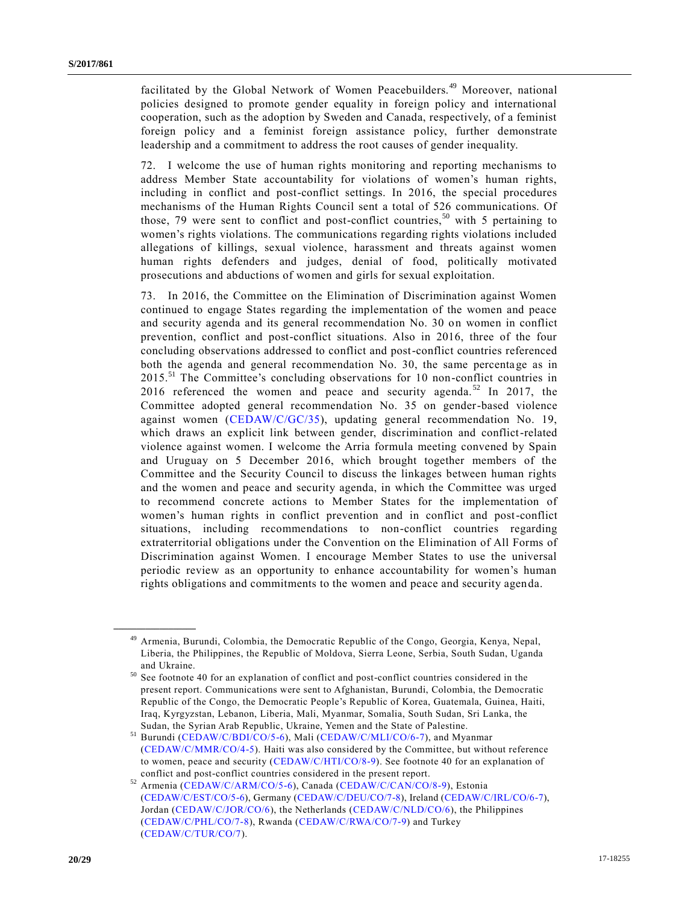facilitated by the Global Network of Women Peacebuilders.[49] Moreover, national policies designed to promote gender equality in foreign policy and international cooperation, such as the adoption by Sweden and Canada, respectively, of a feminist foreign policy and a feminist foreign assistance policy, further demonstrate leadership and a commitment to address the root causes of gender inequality.

72. I welcome the use of human rights monitoring and reporting mechanisms to address Member State accountability for violations of women's human rights, including in conflict and post-conflict settings. In 2016, the special procedures mechanisms of the Human Rights Council sent a total of 526 communications. Of those, 79 were sent to conflict and post-conflict countries,[50] with 5 pertaining to women's rights violations. The communications regarding rights violations included allegations of killings, sexual violence, harassment and threats against women human rights defenders and judges, denial of food, politically motivated prosecutions and abductions of women and girls for sexual exploitation.

73. In 2016, the Committee on the Elimination of Discrimination against Women continued to engage States regarding the implementation of the women and peace and security agenda and its general recommendation No. 30 on women in conflict prevention, conflict and post-conflict situations. Also in 2016, three of the four concluding observations addressed to conflict and post-conflict countries referenced both the agenda and general recommendation No. 30, the same percentage as in 2015.[51] The Committee's concluding observations for 10 non-conflict countries in 2016 referenced the women and peace and security agenda.[52] In 2017, the Committee adopted general recommendation No. 35 on gender-based violence against women (CEDAW/C/GC/35), updating general recommendation No. 19, which draws an explicit link between gender, discrimination and conflict-related violence against women. I welcome the Arria formula meeting convened by Spain and Uruguay on 5 December 2016, which brought together members of the Committee and the Security Council to discuss the linkages between human rights and the women and peace and security agenda, in which the Committee was urged to recommend concrete actions to Member States for the implementation of women's human rights in conflict prevention and in conflict and post-conflict situations, including recommendations to non-conflict countries regarding extraterritorial obligations under the Convention on the Elimination of All Forms of Discrimination against Women. I encourage Member States to use the universal periodic review as an opportunity to enhance accountability for women's human rights obligations and commitments to the women and peace and security agenda.

---

[49] Armenia, Burundi, Colombia, the Democratic Republic of the Congo, Georgia, Kenya, Nepal, Liberia, the Philippines, the Republic of Moldova, Sierra Leone, Serbia, South Sudan, Uganda and Ukraine.

[50] See footnote 40 for an explanation of conflict and post-conflict countries considered in the present report. Communications were sent to Afghanistan, Burundi, Colombia, the Democratic Republic of the Congo, the Democratic People's Republic of Korea, Guatemala, Guinea, Haiti, Iraq, Kyrgyzstan, Lebanon, Liberia, Mali, Myanmar, Somalia, South Sudan, Sri Lanka, the Sudan, the Syrian Arab Republic, Ukraine, Yemen and the State of Palestine.

[51] Burundi (CEDAW/C/BDI/CO/5-6), Mali (CEDAW/C/MLI/CO/6-7), and Myanmar (CEDAW/C/MMR/CO/4-5). Haiti was also considered by the Committee, but without reference to women, peace and security (CEDAW/C/HTI/CO/8-9). See footnote 40 for an explanation of conflict and post-conflict countries considered in the present report.

[52] Armenia (CEDAW/C/ARM/CO/5-6), Canada (CEDAW/C/CAN/CO/8-9), Estonia (CEDAW/C/EST/CO/5-6), Germany (CEDAW/C/DEU/CO/7-8), Ireland (CEDAW/C/IRL/CO/6-7), Jordan (CEDAW/C/JOR/CO/6), the Netherlands (CEDAW/C/NLD/CO/6), the Philippines (CEDAW/C/PHL/CO/7-8), Rwanda (CEDAW/C/RWA/CO/7-9) and Turkey (CEDAW/C/TUR/CO/7).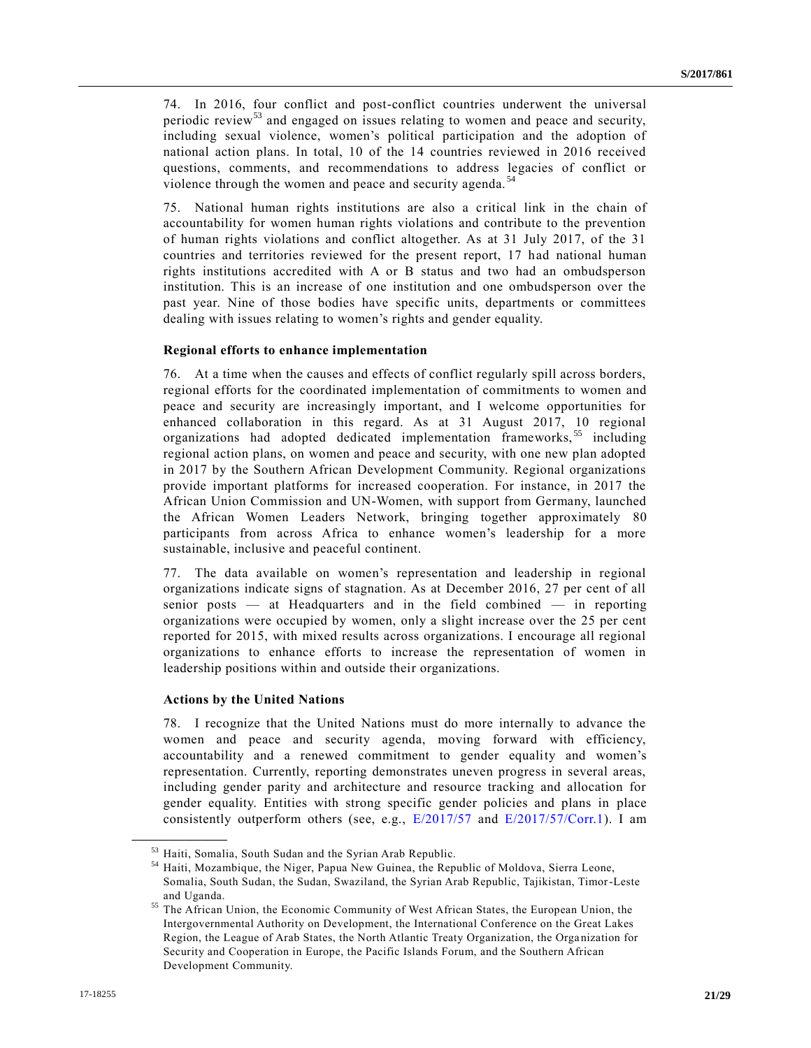74. In 2016, four conflict and post-conflict countries underwent the universal periodic review[53] and engaged on issues relating to women and peace and security, including sexual violence, women's political participation and the adoption of national action plans. In total, 10 of the 14 countries reviewed in 2016 received questions, comments, and recommendations to address legacies of conflict or violence through the women and peace and security agenda.[54]

75. National human rights institutions are also a critical link in the chain of accountability for women human rights violations and contribute to the prevention of human rights violations and conflict altogether. As at 31 July 2017, of the 31 countries and territories reviewed for the present report, 17 had national human rights institutions accredited with A or B status and two had an ombudsperson institution. This is an increase of one institution and one ombudsperson over the past year. Nine of those bodies have specific units, departments or committees dealing with issues relating to women's rights and gender equality.

### Regional efforts to enhance implementation

76. At a time when the causes and effects of conflict regularly spill across borders, regional efforts for the coordinated implementation of commitments to women and peace and security are increasingly important, and I welcome opportunities for enhanced collaboration in this regard. As at 31 August 2017, 10 regional organizations had adopted dedicated implementation frameworks,[55] including regional action plans, on women and peace and security, with one new plan adopted in 2017 by the Southern African Development Community. Regional organizations provide important platforms for increased cooperation. For instance, in 2017 the African Union Commission and UN-Women, with support from Germany, launched the African Women Leaders Network, bringing together approximately 80 participants from across Africa to enhance women's leadership for a more sustainable, inclusive and peaceful continent.

77. The data available on women's representation and leadership in regional organizations indicate signs of stagnation. As at December 2016, 27 per cent of all senior posts — at Headquarters and in the field combined — in reporting organizations were occupied by women, only a slight increase over the 25 per cent reported for 2015, with mixed results across organizations. I encourage all regional organizations to enhance efforts to increase the representation of women in leadership positions within and outside their organizations.

### Actions by the United Nations

78. I recognize that the United Nations must do more internally to advance the women and peace and security agenda, moving forward with efficiency, accountability and a renewed commitment to gender equality and women's representation. Currently, reporting demonstrates uneven progress in several areas, including gender parity and architecture and resource tracking and allocation for gender equality. Entities with strong specific gender policies and plans in place consistently outperform others (see, e.g., E/2017/57 and E/2017/57/Corr.1). I am

---

[53] Haiti, Somalia, South Sudan and the Syrian Arab Republic.

[54] Haiti, Mozambique, the Niger, Papua New Guinea, the Republic of Moldova, Sierra Leone, Somalia, South Sudan, the Sudan, Swaziland, the Syrian Arab Republic, Tajikistan, Timor-Leste and Uganda.

[55] The African Union, the Economic Community of West African States, the European Union, the Intergovernmental Authority on Development, the International Conference on the Great Lakes Region, the League of Arab States, the North Atlantic Treaty Organization, the Organization for Security and Cooperation in Europe, the Pacific Islands Forum, and the Southern African Development Community.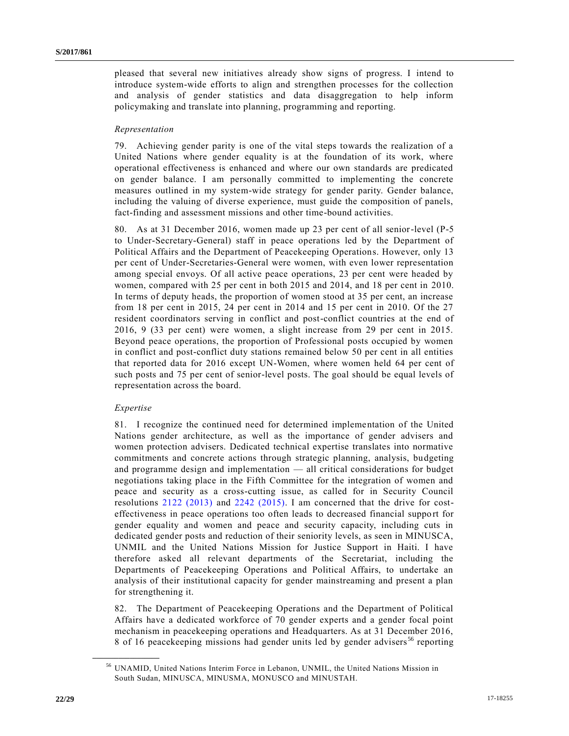pleased that several new initiatives already show signs of progress. I intend to introduce system-wide efforts to align and strengthen processes for the collection and analysis of gender statistics and data disaggregation to help inform policymaking and translate into planning, programming and reporting.

*Representation*

79. Achieving gender parity is one of the vital steps towards the realization of a United Nations where gender equality is at the foundation of its work, where operational effectiveness is enhanced and where our own standards are predicated on gender balance. I am personally committed to implementing the concrete measures outlined in my system-wide strategy for gender parity. Gender balance, including the valuing of diverse experience, must guide the composition of panels, fact-finding and assessment missions and other time-bound activities.

80. As at 31 December 2016, women made up 23 per cent of all senior-level (P-5 to Under-Secretary-General) staff in peace operations led by the Department of Political Affairs and the Department of Peacekeeping Operations. However, only 13 per cent of Under-Secretaries-General were women, with even lower representation among special envoys. Of all active peace operations, 23 per cent were headed by women, compared with 25 per cent in both 2015 and 2014, and 18 per cent in 2010. In terms of deputy heads, the proportion of women stood at 35 per cent, an increase from 18 per cent in 2015, 24 per cent in 2014 and 15 per cent in 2010. Of the 27 resident coordinators serving in conflict and post-conflict countries at the end of 2016, 9 (33 per cent) were women, a slight increase from 29 per cent in 2015. Beyond peace operations, the proportion of Professional posts occupied by women in conflict and post-conflict duty stations remained below 50 per cent in all entities that reported data for 2016 except UN-Women, where women held 64 per cent of such posts and 75 per cent of senior-level posts. The goal should be equal levels of representation across the board.

*Expertise*

81. I recognize the continued need for determined implementation of the United Nations gender architecture, as well as the importance of gender advisers and women protection advisers. Dedicated technical expertise translates into normative commitments and concrete actions through strategic planning, analysis, budgeting and programme design and implementation — all critical considerations for budget negotiations taking place in the Fifth Committee for the integration of women and peace and security as a cross-cutting issue, as called for in Security Council resolutions 2122 (2013) and 2242 (2015). I am concerned that the drive for cost-effectiveness in peace operations too often leads to decreased financial support for gender equality and women and peace and security capacity, including cuts in dedicated gender posts and reduction of their seniority levels, as seen in MINUSCA, UNMIL and the United Nations Mission for Justice Support in Haiti. I have therefore asked all relevant departments of the Secretariat, including the Departments of Peacekeeping Operations and Political Affairs, to undertake an analysis of their institutional capacity for gender mainstreaming and present a plan for strengthening it.

82. The Department of Peacekeeping Operations and the Department of Political Affairs have a dedicated workforce of 70 gender experts and a gender focal point mechanism in peacekeeping operations and Headquarters. As at 31 December 2016, 8 of 16 peacekeeping missions had gender units led by gender advisers[56] reporting

---

[56] UNAMID, United Nations Interim Force in Lebanon, UNMIL, the United Nations Mission in South Sudan, MINUSCA, MINUSMA, MONUSCO and MINUSTAH.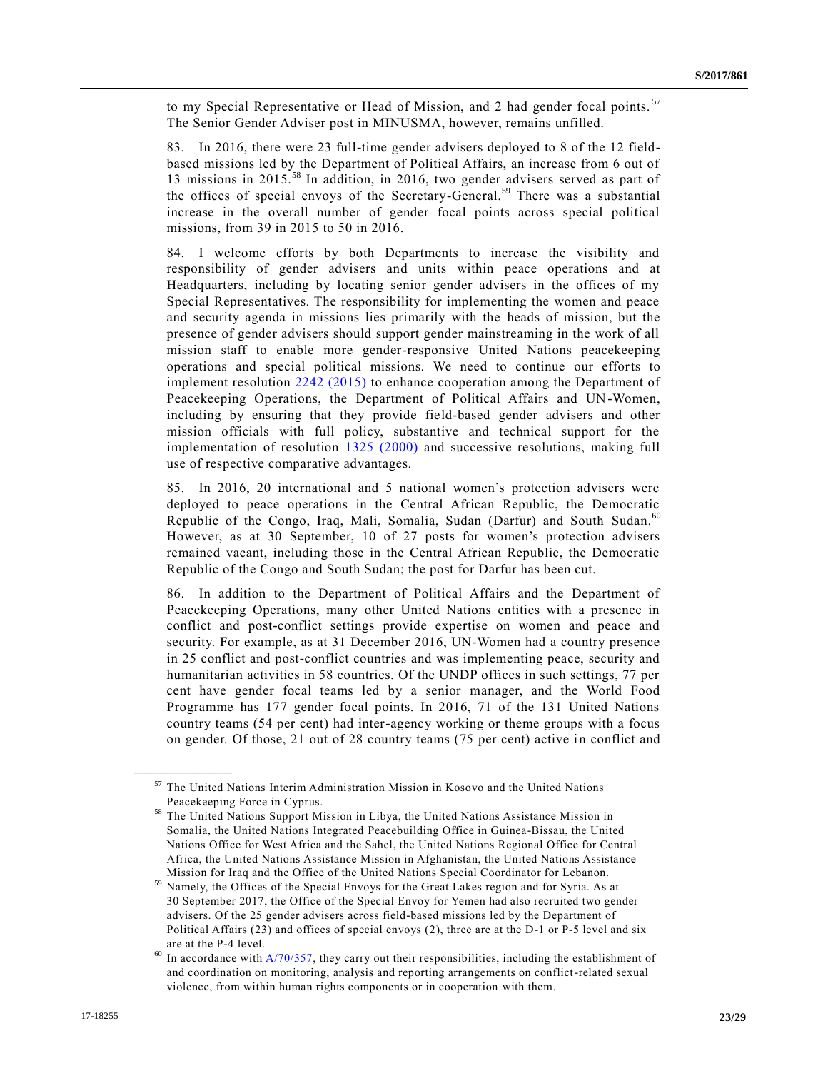to my Special Representative or Head of Mission, and 2 had gender focal points.[57] The Senior Gender Adviser post in MINUSMA, however, remains unfilled.

83. In 2016, there were 23 full-time gender advisers deployed to 8 of the 12 field-based missions led by the Department of Political Affairs, an increase from 6 out of 13 missions in 2015.[58] In addition, in 2016, two gender advisers served as part of the offices of special envoys of the Secretary-General.[59] There was a substantial increase in the overall number of gender focal points across special political missions, from 39 in 2015 to 50 in 2016.

84. I welcome efforts by both Departments to increase the visibility and responsibility of gender advisers and units within peace operations and at Headquarters, including by locating senior gender advisers in the offices of my Special Representatives. The responsibility for implementing the women and peace and security agenda in missions lies primarily with the heads of mission, but the presence of gender advisers should support gender mainstreaming in the work of all mission staff to enable more gender-responsive United Nations peacekeeping operations and special political missions. We need to continue our efforts to implement resolution 2242 (2015) to enhance cooperation among the Department of Peacekeeping Operations, the Department of Political Affairs and UN-Women, including by ensuring that they provide field-based gender advisers and other mission officials with full policy, substantive and technical support for the implementation of resolution 1325 (2000) and successive resolutions, making full use of respective comparative advantages.

85. In 2016, 20 international and 5 national women's protection advisers were deployed to peace operations in the Central African Republic, the Democratic Republic of the Congo, Iraq, Mali, Somalia, Sudan (Darfur) and South Sudan.[60] However, as at 30 September, 10 of 27 posts for women's protection advisers remained vacant, including those in the Central African Republic, the Democratic Republic of the Congo and South Sudan; the post for Darfur has been cut.

86. In addition to the Department of Political Affairs and the Department of Peacekeeping Operations, many other United Nations entities with a presence in conflict and post-conflict settings provide expertise on women and peace and security. For example, as at 31 December 2016, UN-Women had a country presence in 25 conflict and post-conflict countries and was implementing peace, security and humanitarian activities in 58 countries. Of the UNDP offices in such settings, 77 per cent have gender focal teams led by a senior manager, and the World Food Programme has 177 gender focal points. In 2016, 71 of the 131 United Nations country teams (54 per cent) had inter-agency working or theme groups with a focus on gender. Of those, 21 out of 28 country teams (75 per cent) active in conflict and

---

[57] The United Nations Interim Administration Mission in Kosovo and the United Nations Peacekeeping Force in Cyprus.

[58] The United Nations Support Mission in Libya, the United Nations Assistance Mission in Somalia, the United Nations Integrated Peacebuilding Office in Guinea-Bissau, the United Nations Office for West Africa and the Sahel, the United Nations Regional Office for Central Africa, the United Nations Assistance Mission in Afghanistan, the United Nations Assistance Mission for Iraq and the Office of the United Nations Special Coordinator for Lebanon.

[59] Namely, the Offices of the Special Envoys for the Great Lakes region and for Syria. As at 30 September 2017, the Office of the Special Envoy for Yemen had also recruited two gender advisers. Of the 25 gender advisers across field-based missions led by the Department of Political Affairs (23) and offices of special envoys (2), three are at the D-1 or P-5 level and six are at the P-4 level.

[60] In accordance with A/70/357, they carry out their responsibilities, including the establishment of and coordination on monitoring, analysis and reporting arrangements on conflict-related sexual violence, from within human rights components or in cooperation with them.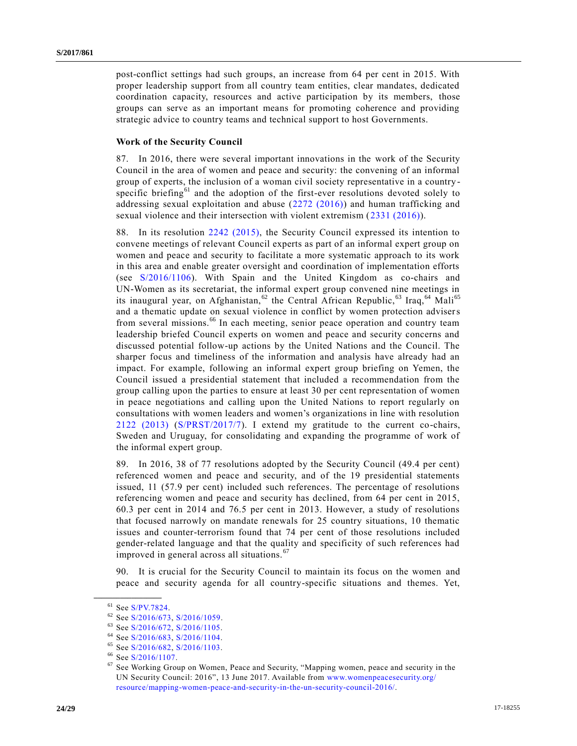post-conflict settings had such groups, an increase from 64 per cent in 2015. With proper leadership support from all country team entities, clear mandates, dedicated coordination capacity, resources and active participation by its members, those groups can serve as an important means for promoting coherence and providing strategic advice to country teams and technical support to host Governments.

**Work of the Security Council**

87. In 2016, there were several important innovations in the work of the Security Council in the area of women and peace and security: the convening of an informal group of experts, the inclusion of a woman civil society representative in a country-specific briefing[61] and the adoption of the first-ever resolutions devoted solely to addressing sexual exploitation and abuse (2272 (2016)) and human trafficking and sexual violence and their intersection with violent extremism (2331 (2016)).

88. In its resolution 2242 (2015), the Security Council expressed its intention to convene meetings of relevant Council experts as part of an informal expert group on women and peace and security to facilitate a more systematic approach to its work in this area and enable greater oversight and coordination of implementation efforts (see S/2016/1106). With Spain and the United Kingdom as co-chairs and UN-Women as its secretariat, the informal expert group convened nine meetings in its inaugural year, on Afghanistan,[62] the Central African Republic,[63] Iraq,[64] Mali[65] and a thematic update on sexual violence in conflict by women protection advisers from several missions.[66] In each meeting, senior peace operation and country team leadership briefed Council experts on women and peace and security concerns and discussed potential follow-up actions by the United Nations and the Council. The sharper focus and timeliness of the information and analysis have already had an impact. For example, following an informal expert group briefing on Yemen, the Council issued a presidential statement that included a recommendation from the group calling upon the parties to ensure at least 30 per cent representation of women in peace negotiations and calling upon the United Nations to report regularly on consultations with women leaders and women's organizations in line with resolution 2122 (2013) (S/PRST/2017/7). I extend my gratitude to the current co-chairs, Sweden and Uruguay, for consolidating and expanding the programme of work of the informal expert group.

89. In 2016, 38 of 77 resolutions adopted by the Security Council (49.4 per cent) referenced women and peace and security, and of the 19 presidential statements issued, 11 (57.9 per cent) included such references. The percentage of resolutions referencing women and peace and security has declined, from 64 per cent in 2015, 60.3 per cent in 2014 and 76.5 per cent in 2013. However, a study of resolutions that focused narrowly on mandate renewals for 25 country situations, 10 thematic issues and counter-terrorism found that 74 per cent of those resolutions included gender-related language and that the quality and specificity of such references had improved in general across all situations.[67]

90. It is crucial for the Security Council to maintain its focus on the women and peace and security agenda for all country-specific situations and themes. Yet,

---

[61] See S/PV.7824.

[62] See S/2016/673, S/2016/1059.

[63] See S/2016/672, S/2016/1105.

[64] See S/2016/683, S/2016/1104.

[65] See S/2016/682, S/2016/1103.

[66] See S/2016/1107.

[67] See Working Group on Women, Peace and Security, "Mapping women, peace and security in the UN Security Council: 2016", 13 June 2017. Available from www.womenpeacesecurity.org/resource/mapping-women-peace-and-security-in-the-un-security-council-2016/.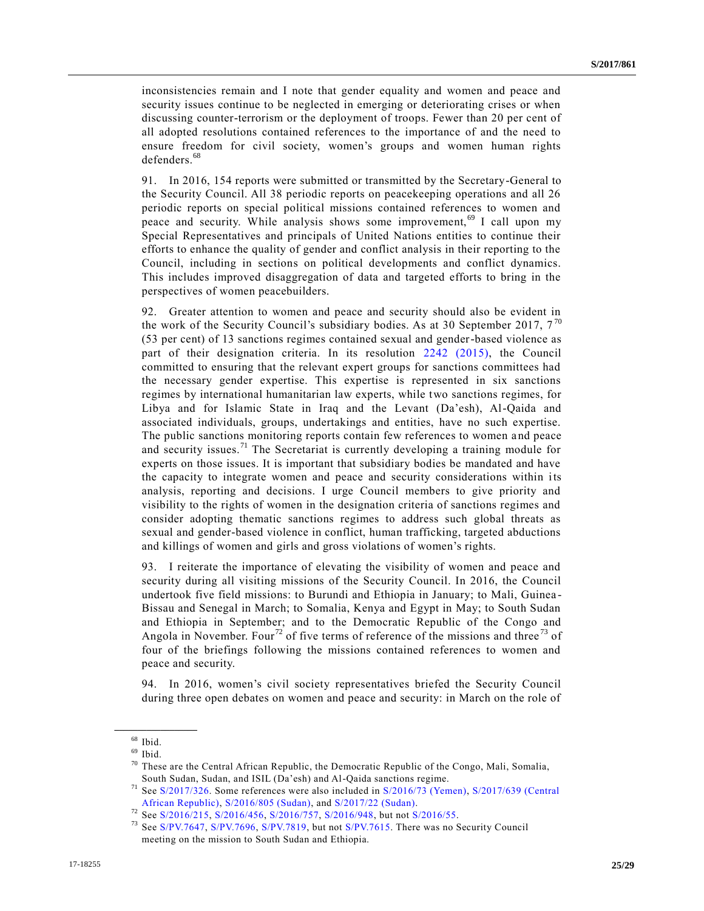inconsistencies remain and I note that gender equality and women and peace and security issues continue to be neglected in emerging or deteriorating crises or when discussing counter-terrorism or the deployment of troops. Fewer than 20 per cent of all adopted resolutions contained references to the importance of and the need to ensure freedom for civil society, women's groups and women human rights defenders.[68]

91. In 2016, 154 reports were submitted or transmitted by the Secretary-General to the Security Council. All 38 periodic reports on peacekeeping operations and all 26 periodic reports on special political missions contained references to women and peace and security. While analysis shows some improvement,[69] I call upon my Special Representatives and principals of United Nations entities to continue their efforts to enhance the quality of gender and conflict analysis in their reporting to the Council, including in sections on political developments and conflict dynamics. This includes improved disaggregation of data and targeted efforts to bring in the perspectives of women peacebuilders.

92. Greater attention to women and peace and security should also be evident in the work of the Security Council's subsidiary bodies. As at 30 September 2017, 7[70] (53 per cent) of 13 sanctions regimes contained sexual and gender-based violence as part of their designation criteria. In its resolution 2242 (2015), the Council committed to ensuring that the relevant expert groups for sanctions committees had the necessary gender expertise. This expertise is represented in six sanctions regimes by international humanitarian law experts, while two sanctions regimes, for Libya and for Islamic State in Iraq and the Levant (Da'esh), Al-Qaida and associated individuals, groups, undertakings and entities, have no such expertise. The public sanctions monitoring reports contain few references to women and peace and security issues.[71] The Secretariat is currently developing a training module for experts on those issues. It is important that subsidiary bodies be mandated and have the capacity to integrate women and peace and security considerations within its analysis, reporting and decisions. I urge Council members to give priority and visibility to the rights of women in the designation criteria of sanctions regimes and consider adopting thematic sanctions regimes to address such global threats as sexual and gender-based violence in conflict, human trafficking, targeted abductions and killings of women and girls and gross violations of women's rights.

93. I reiterate the importance of elevating the visibility of women and peace and security during all visiting missions of the Security Council. In 2016, the Council undertook five field missions: to Burundi and Ethiopia in January; to Mali, Guinea-Bissau and Senegal in March; to Somalia, Kenya and Egypt in May; to South Sudan and Ethiopia in September; and to the Democratic Republic of the Congo and Angola in November. Four[72] of five terms of reference of the missions and three[73] of four of the briefings following the missions contained references to women and peace and security.

94. In 2016, women's civil society representatives briefed the Security Council during three open debates on women and peace and security: in March on the role of

---

[68] Ibid.

[69] Ibid.

[70] These are the Central African Republic, the Democratic Republic of the Congo, Mali, Somalia, South Sudan, Sudan, and ISIL (Da'esh) and Al-Qaida sanctions regime.

[71] See S/2017/326. Some references were also included in S/2016/73 (Yemen), S/2017/639 (Central African Republic), S/2016/805 (Sudan), and S/2017/22 (Sudan).

[72] See S/2016/215, S/2016/456, S/2016/757, S/2016/948, but not S/2016/55.

[73] See S/PV.7647, S/PV.7696, S/PV.7819, but not S/PV.7615. There was no Security Council meeting on the mission to South Sudan and Ethiopia.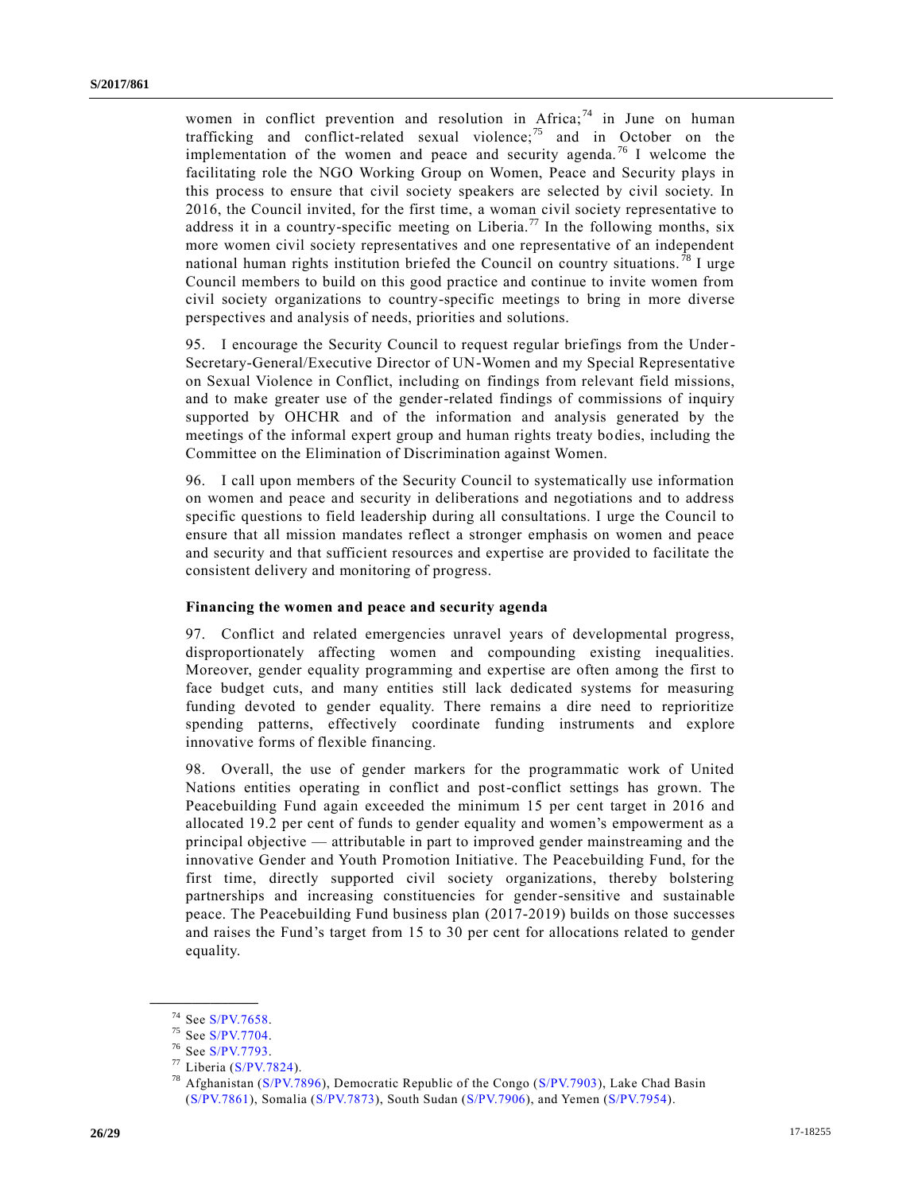women in conflict prevention and resolution in Africa;[74] in June on human trafficking and conflict-related sexual violence;[75] and in October on the implementation of the women and peace and security agenda.[76] I welcome the facilitating role the NGO Working Group on Women, Peace and Security plays in this process to ensure that civil society speakers are selected by civil society. In 2016, the Council invited, for the first time, a woman civil society representative to address it in a country-specific meeting on Liberia.[77] In the following months, six more women civil society representatives and one representative of an independent national human rights institution briefed the Council on country situations.[78] I urge Council members to build on this good practice and continue to invite women from civil society organizations to country-specific meetings to bring in more diverse perspectives and analysis of needs, priorities and solutions.

95. I encourage the Security Council to request regular briefings from the Under-Secretary-General/Executive Director of UN-Women and my Special Representative on Sexual Violence in Conflict, including on findings from relevant field missions, and to make greater use of the gender-related findings of commissions of inquiry supported by OHCHR and of the information and analysis generated by the meetings of the informal expert group and human rights treaty bodies, including the Committee on the Elimination of Discrimination against Women.

96. I call upon members of the Security Council to systematically use information on women and peace and security in deliberations and negotiations and to address specific questions to field leadership during all consultations. I urge the Council to ensure that all mission mandates reflect a stronger emphasis on women and peace and security and that sufficient resources and expertise are provided to facilitate the consistent delivery and monitoring of progress.

**Financing the women and peace and security agenda**

97. Conflict and related emergencies unravel years of developmental progress, disproportionately affecting women and compounding existing inequalities. Moreover, gender equality programming and expertise are often among the first to face budget cuts, and many entities still lack dedicated systems for measuring funding devoted to gender equality. There remains a dire need to reprioritize spending patterns, effectively coordinate funding instruments and explore innovative forms of flexible financing.

98. Overall, the use of gender markers for the programmatic work of United Nations entities operating in conflict and post-conflict settings has grown. The Peacebuilding Fund again exceeded the minimum 15 per cent target in 2016 and allocated 19.2 per cent of funds to gender equality and women's empowerment as a principal objective — attributable in part to improved gender mainstreaming and the innovative Gender and Youth Promotion Initiative. The Peacebuilding Fund, for the first time, directly supported civil society organizations, thereby bolstering partnerships and increasing constituencies for gender-sensitive and sustainable peace. The Peacebuilding Fund business plan (2017-2019) builds on those successes and raises the Fund's target from 15 to 30 per cent for allocations related to gender equality.

---

[74] See S/PV.7658.

[75] See S/PV.7704.

[76] See S/PV.7793.

[77] Liberia (S/PV.7824).

[78] Afghanistan (S/PV.7896), Democratic Republic of the Congo (S/PV.7903), Lake Chad Basin (S/PV.7861), Somalia (S/PV.7873), South Sudan (S/PV.7906), and Yemen (S/PV.7954).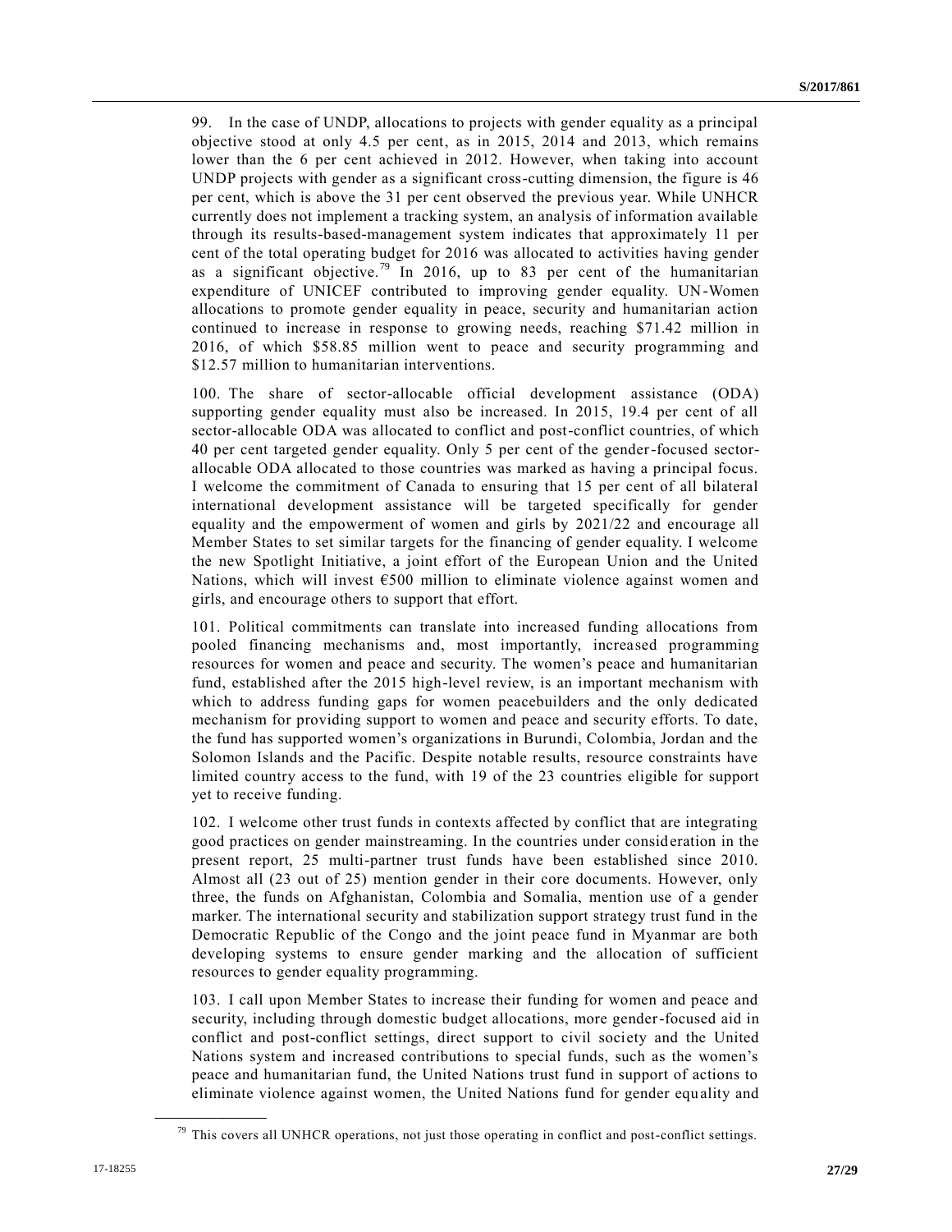99. In the case of UNDP, allocations to projects with gender equality as a principal objective stood at only 4.5 per cent, as in 2015, 2014 and 2013, which remains lower than the 6 per cent achieved in 2012. However, when taking into account UNDP projects with gender as a significant cross-cutting dimension, the figure is 46 per cent, which is above the 31 per cent observed the previous year. While UNHCR currently does not implement a tracking system, an analysis of information available through its results-based-management system indicates that approximately 11 per cent of the total operating budget for 2016 was allocated to activities having gender as a significant objective.[79] In 2016, up to 83 per cent of the humanitarian expenditure of UNICEF contributed to improving gender equality. UN-Women allocations to promote gender equality in peace, security and humanitarian action continued to increase in response to growing needs, reaching \$71.42 million in 2016, of which \$58.85 million went to peace and security programming and \$12.57 million to humanitarian interventions.

100. The share of sector-allocable official development assistance (ODA) supporting gender equality must also be increased. In 2015, 19.4 per cent of all sector-allocable ODA was allocated to conflict and post-conflict countries, of which 40 per cent targeted gender equality. Only 5 per cent of the gender-focused sector-allocable ODA allocated to those countries was marked as having a principal focus. I welcome the commitment of Canada to ensuring that 15 per cent of all bilateral international development assistance will be targeted specifically for gender equality and the empowerment of women and girls by 2021/22 and encourage all Member States to set similar targets for the financing of gender equality. I welcome the new Spotlight Initiative, a joint effort of the European Union and the United Nations, which will invest €500 million to eliminate violence against women and girls, and encourage others to support that effort.

101. Political commitments can translate into increased funding allocations from pooled financing mechanisms and, most importantly, increased programming resources for women and peace and security. The women's peace and humanitarian fund, established after the 2015 high-level review, is an important mechanism with which to address funding gaps for women peacebuilders and the only dedicated mechanism for providing support to women and peace and security efforts. To date, the fund has supported women's organizations in Burundi, Colombia, Jordan and the Solomon Islands and the Pacific. Despite notable results, resource constraints have limited country access to the fund, with 19 of the 23 countries eligible for support yet to receive funding.

102. I welcome other trust funds in contexts affected by conflict that are integrating good practices on gender mainstreaming. In the countries under consideration in the present report, 25 multi-partner trust funds have been established since 2010. Almost all (23 out of 25) mention gender in their core documents. However, only three, the funds on Afghanistan, Colombia and Somalia, mention use of a gender marker. The international security and stabilization support strategy trust fund in the Democratic Republic of the Congo and the joint peace fund in Myanmar are both developing systems to ensure gender marking and the allocation of sufficient resources to gender equality programming.

103. I call upon Member States to increase their funding for women and peace and security, including through domestic budget allocations, more gender-focused aid in conflict and post-conflict settings, direct support to civil society and the United Nations system and increased contributions to special funds, such as the women's peace and humanitarian fund, the United Nations trust fund in support of actions to eliminate violence against women, the United Nations fund for gender equality and

[79] This covers all UNHCR operations, not just those operating in conflict and post-conflict settings.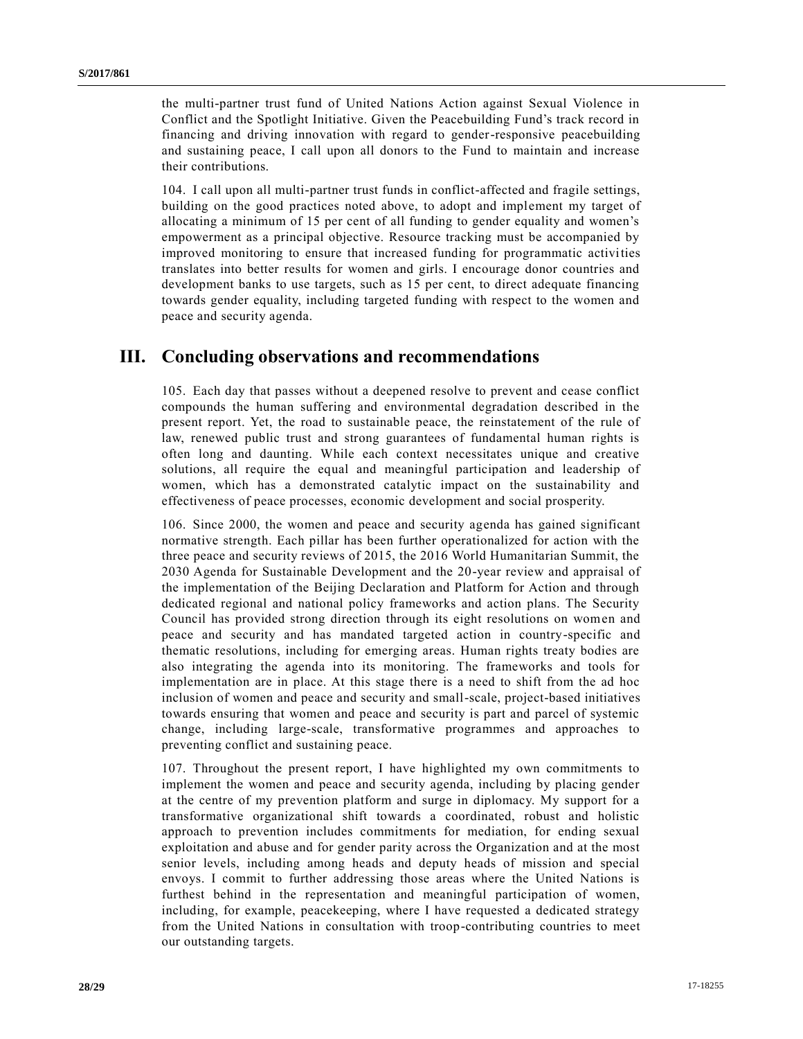the multi-partner trust fund of United Nations Action against Sexual Violence in Conflict and the Spotlight Initiative. Given the Peacebuilding Fund's track record in financing and driving innovation with regard to gender-responsive peacebuilding and sustaining peace, I call upon all donors to the Fund to maintain and increase their contributions.

104. I call upon all multi-partner trust funds in conflict-affected and fragile settings, building on the good practices noted above, to adopt and implement my target of allocating a minimum of 15 per cent of all funding to gender equality and women's empowerment as a principal objective. Resource tracking must be accompanied by improved monitoring to ensure that increased funding for programmatic activities translates into better results for women and girls. I encourage donor countries and development banks to use targets, such as 15 per cent, to direct adequate financing towards gender equality, including targeted funding with respect to the women and peace and security agenda.

# III. Concluding observations and recommendations

105. Each day that passes without a deepened resolve to prevent and cease conflict compounds the human suffering and environmental degradation described in the present report. Yet, the road to sustainable peace, the reinstatement of the rule of law, renewed public trust and strong guarantees of fundamental human rights is often long and daunting. While each context necessitates unique and creative solutions, all require the equal and meaningful participation and leadership of women, which has a demonstrated catalytic impact on the sustainability and effectiveness of peace processes, economic development and social prosperity.

106. Since 2000, the women and peace and security agenda has gained significant normative strength. Each pillar has been further operationalized for action with the three peace and security reviews of 2015, the 2016 World Humanitarian Summit, the 2030 Agenda for Sustainable Development and the 20-year review and appraisal of the implementation of the Beijing Declaration and Platform for Action and through dedicated regional and national policy frameworks and action plans. The Security Council has provided strong direction through its eight resolutions on women and peace and security and has mandated targeted action in country-specific and thematic resolutions, including for emerging areas. Human rights treaty bodies are also integrating the agenda into its monitoring. The frameworks and tools for implementation are in place. At this stage there is a need to shift from the ad hoc inclusion of women and peace and security and small-scale, project-based initiatives towards ensuring that women and peace and security is part and parcel of systemic change, including large-scale, transformative programmes and approaches to preventing conflict and sustaining peace.

107. Throughout the present report, I have highlighted my own commitments to implement the women and peace and security agenda, including by placing gender at the centre of my prevention platform and surge in diplomacy. My support for a transformative organizational shift towards a coordinated, robust and holistic approach to prevention includes commitments for mediation, for ending sexual exploitation and abuse and for gender parity across the Organization and at the most senior levels, including among heads and deputy heads of mission and special envoys. I commit to further addressing those areas where the United Nations is furthest behind in the representation and meaningful participation of women, including, for example, peacekeeping, where I have requested a dedicated strategy from the United Nations in consultation with troop-contributing countries to meet our outstanding targets.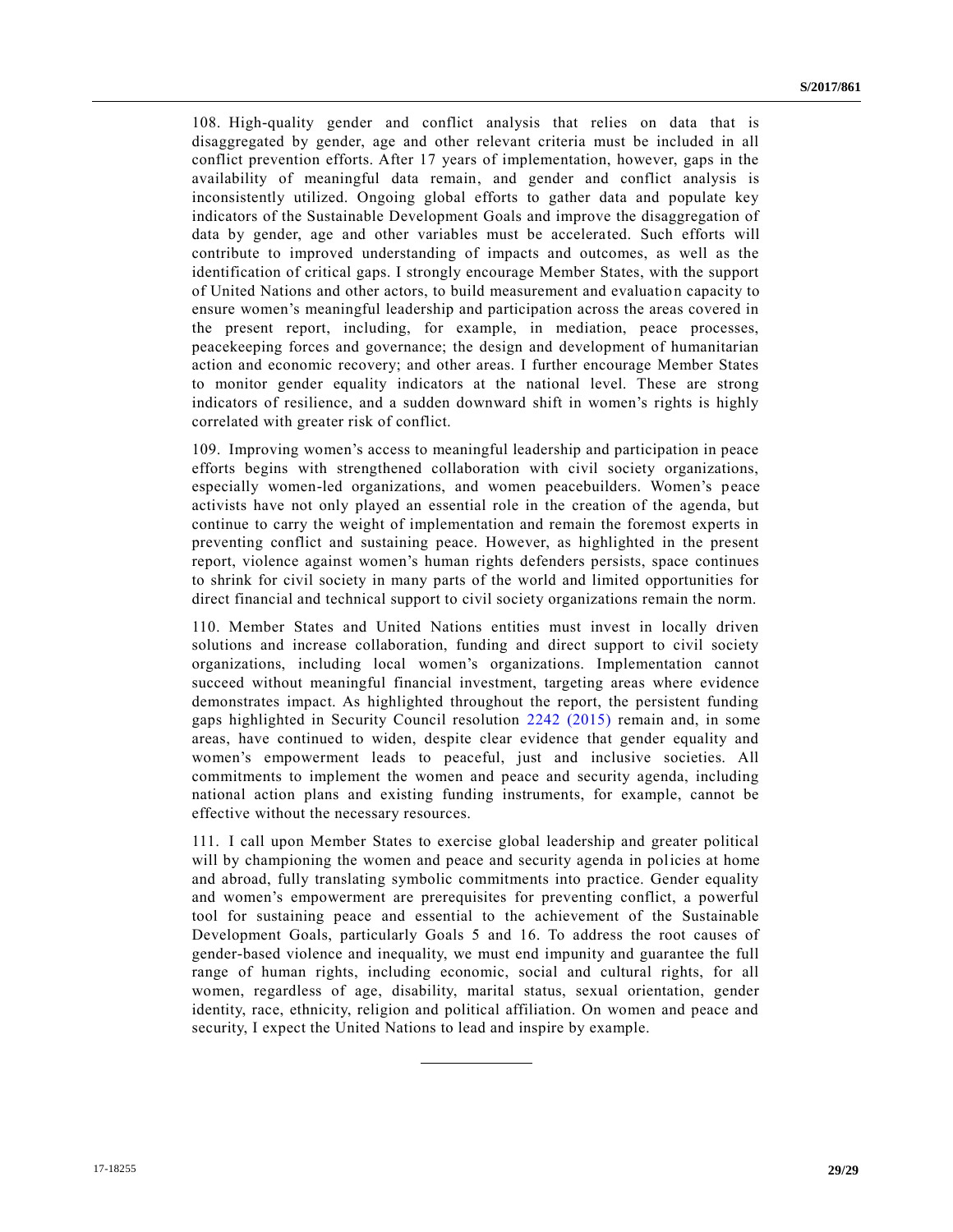108. High-quality gender and conflict analysis that relies on data that is disaggregated by gender, age and other relevant criteria must be included in all conflict prevention efforts. After 17 years of implementation, however, gaps in the availability of meaningful data remain, and gender and conflict analysis is inconsistently utilized. Ongoing global efforts to gather data and populate key indicators of the Sustainable Development Goals and improve the disaggregation of data by gender, age and other variables must be accelerated. Such efforts will contribute to improved understanding of impacts and outcomes, as well as the identification of critical gaps. I strongly encourage Member States, with the support of United Nations and other actors, to build measurement and evaluation capacity to ensure women's meaningful leadership and participation across the areas covered in the present report, including, for example, in mediation, peace processes, peacekeeping forces and governance; the design and development of humanitarian action and economic recovery; and other areas. I further encourage Member States to monitor gender equality indicators at the national level. These are strong indicators of resilience, and a sudden downward shift in women's rights is highly correlated with greater risk of conflict.

109. Improving women's access to meaningful leadership and participation in peace efforts begins with strengthened collaboration with civil society organizations, especially women-led organizations, and women peacebuilders. Women's peace activists have not only played an essential role in the creation of the agenda, but continue to carry the weight of implementation and remain the foremost experts in preventing conflict and sustaining peace. However, as highlighted in the present report, violence against women's human rights defenders persists, space continues to shrink for civil society in many parts of the world and limited opportunities for direct financial and technical support to civil society organizations remain the norm.

110. Member States and United Nations entities must invest in locally driven solutions and increase collaboration, funding and direct support to civil society organizations, including local women's organizations. Implementation cannot succeed without meaningful financial investment, targeting areas where evidence demonstrates impact. As highlighted throughout the report, the persistent funding gaps highlighted in Security Council resolution 2242 (2015) remain and, in some areas, have continued to widen, despite clear evidence that gender equality and women's empowerment leads to peaceful, just and inclusive societies. All commitments to implement the women and peace and security agenda, including national action plans and existing funding instruments, for example, cannot be effective without the necessary resources.

111. I call upon Member States to exercise global leadership and greater political will by championing the women and peace and security agenda in policies at home and abroad, fully translating symbolic commitments into practice. Gender equality and women's empowerment are prerequisites for preventing conflict, a powerful tool for sustaining peace and essential to the achievement of the Sustainable Development Goals, particularly Goals 5 and 16. To address the root causes of gender-based violence and inequality, we must end impunity and guarantee the full range of human rights, including economic, social and cultural rights, for all women, regardless of age, disability, marital status, sexual orientation, gender identity, race, ethnicity, religion and political affiliation. On women and peace and security, I expect the United Nations to lead and inspire by example.